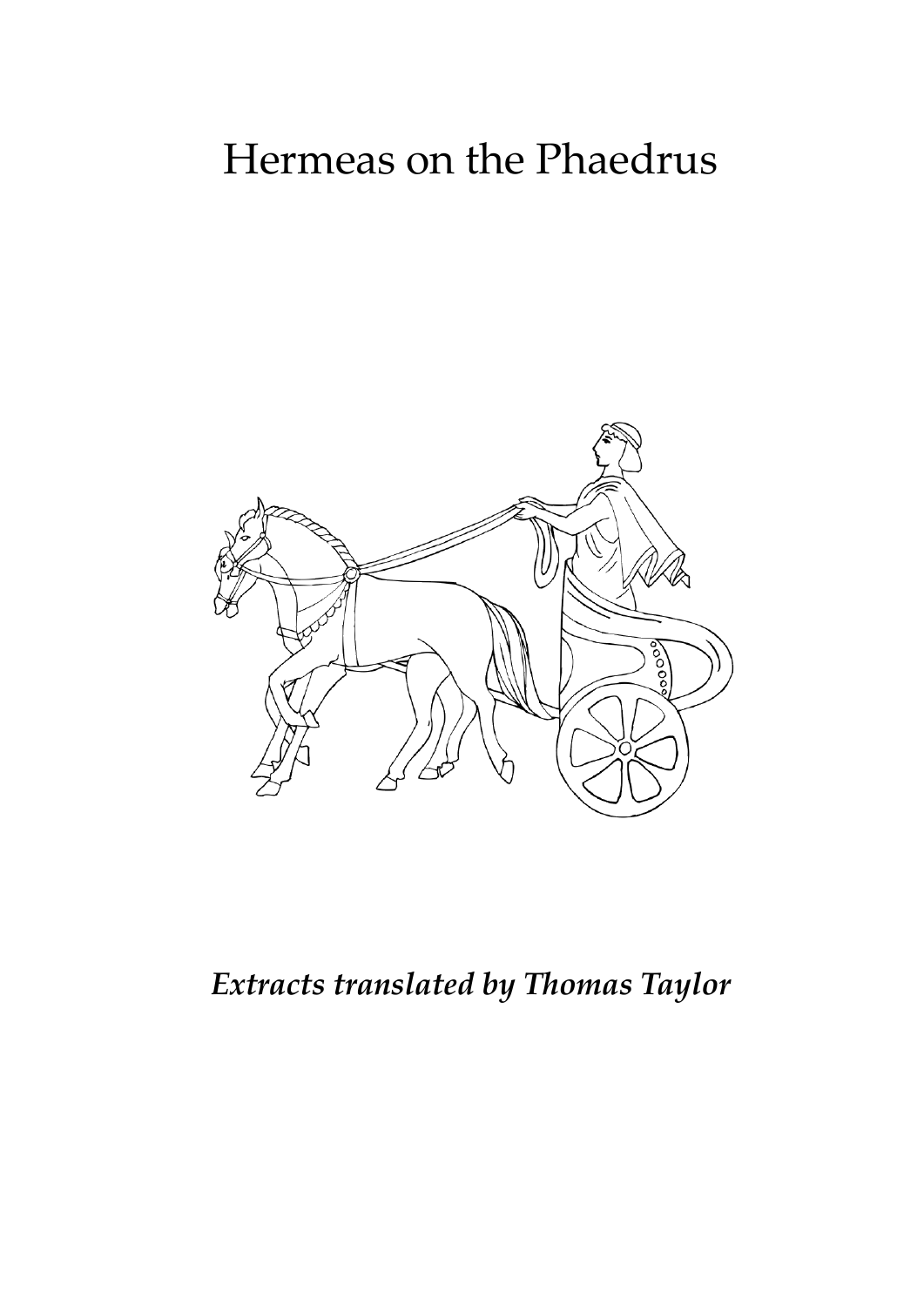# Hermeas on the Phaedrus

***Extracts translated by Thomas Taylor***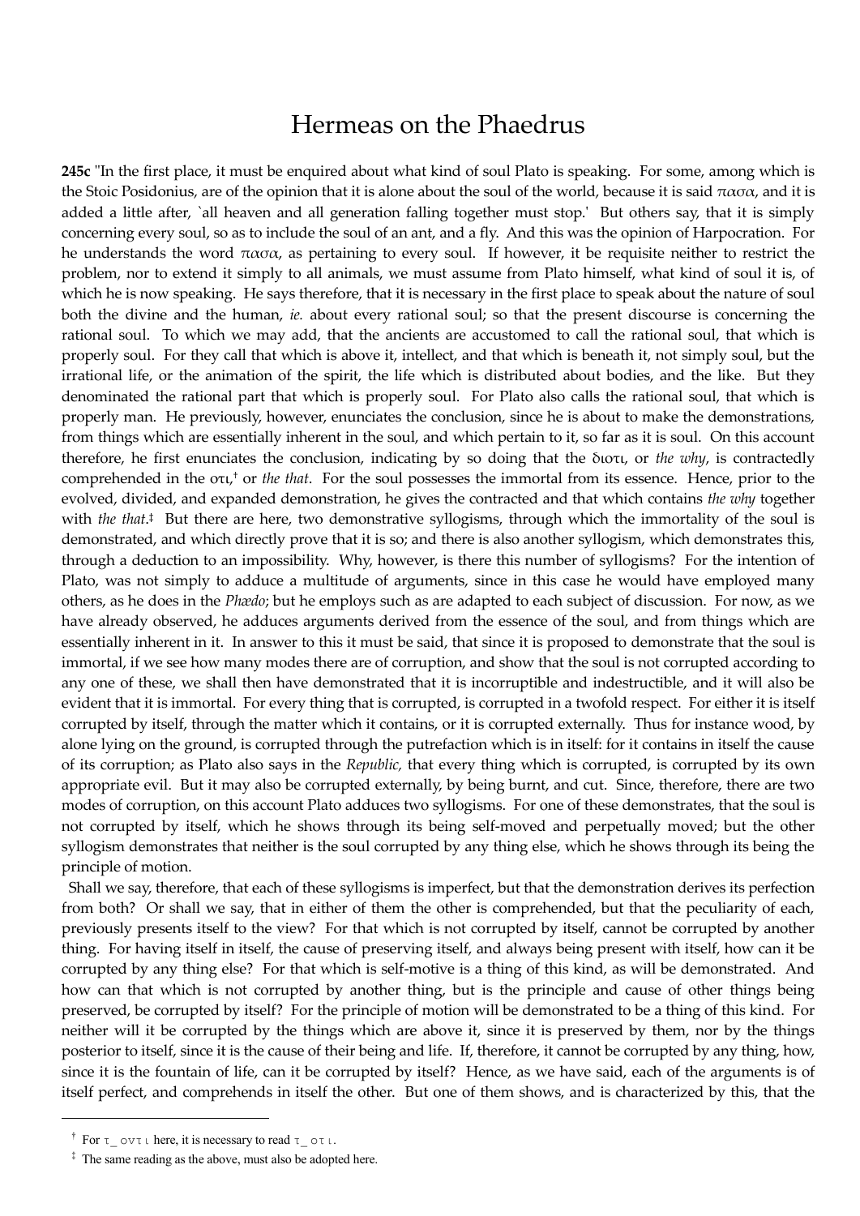# Hermeas on the Phaedrus

**245c** "In the first place, it must be enquired about what kind of soul Plato is speaking. For some, among which is the Stoic Posidonius, are of the opinion that it is alone about the soul of the world, because it is said πασα, and it is added a little after, `all heaven and all generation falling together must stop.' But others say, that it is simply concerning every soul, so as to include the soul of an ant, and a fly. And this was the opinion of Harpocration. For he understands the word πασα, as pertaining to every soul. If however, it be requisite neither to restrict the problem, nor to extend it simply to all animals, we must assume from Plato himself, what kind of soul it is, of which he is now speaking. He says therefore, that it is necessary in the first place to speak about the nature of soul both the divine and the human, *ie.* about every rational soul; so that the present discourse is concerning the rational soul. To which we may add, that the ancients are accustomed to call the rational soul, that which is properly soul. For they call that which is above it, intellect, and that which is beneath it, not simply soul, but the irrational life, or the animation of the spirit, the life which is distributed about bodies, and the like. But they denominated the rational part that which is properly soul. For Plato also calls the rational soul, that which is properly man. He previously, however, enunciates the conclusion, since he is about to make the demonstrations, from things which are essentially inherent in the soul, and which pertain to it, so far as it is soul. On this account therefore, he first enunciates the conclusion, indicating by so doing that the διοτι, or *the why*, is contractedly comprehended in the οτι,† or *the that*. For the soul possesses the immortal from its essence. Hence, prior to the evolved, divided, and expanded demonstration, he gives the contracted and that which contains *the why* together with *the that*.‡ But there are here, two demonstrative syllogisms, through which the immortality of the soul is demonstrated, and which directly prove that it is so; and there is also another syllogism, which demonstrates this, through a deduction to an impossibility. Why, however, is there this number of syllogisms? For the intention of Plato, was not simply to adduce a multitude of arguments, since in this case he would have employed many others, as he does in the *Phædo*; but he employs such as are adapted to each subject of discussion. For now, as we have already observed, he adduces arguments derived from the essence of the soul, and from things which are essentially inherent in it. In answer to this it must be said, that since it is proposed to demonstrate that the soul is immortal, if we see how many modes there are of corruption, and show that the soul is not corrupted according to any one of these, we shall then have demonstrated that it is incorruptible and indestructible, and it will also be evident that it is immortal. For every thing that is corrupted, is corrupted in a twofold respect. For either it is itself corrupted by itself, through the matter which it contains, or it is corrupted externally. Thus for instance wood, by alone lying on the ground, is corrupted through the putrefaction which is in itself: for it contains in itself the cause of its corruption; as Plato also says in the *Republic,* that every thing which is corrupted, is corrupted by its own appropriate evil. But it may also be corrupted externally, by being burnt, and cut. Since, therefore, there are two modes of corruption, on this account Plato adduces two syllogisms. For one of these demonstrates, that the soul is not corrupted by itself, which he shows through its being self-moved and perpetually moved; but the other syllogism demonstrates that neither is the soul corrupted by any thing else, which he shows through its being the principle of motion.

Shall we say, therefore, that each of these syllogisms is imperfect, but that the demonstration derives its perfection from both? Or shall we say, that in either of them the other is comprehended, but that the peculiarity of each, previously presents itself to the view? For that which is not corrupted by itself, cannot be corrupted by another thing. For having itself in itself, the cause of preserving itself, and always being present with itself, how can it be corrupted by any thing else? For that which is self-motive is a thing of this kind, as will be demonstrated. And how can that which is not corrupted by another thing, but is the principle and cause of other things being preserved, be corrupted by itself? For the principle of motion will be demonstrated to be a thing of this kind. For neither will it be corrupted by the things which are above it, since it is preserved by them, nor by the things posterior to itself, since it is the cause of their being and life. If, therefore, it cannot be corrupted by any thing, how, since it is the fountain of life, can it be corrupted by itself? Hence, as we have said, each of the arguments is of itself perfect, and comprehends in itself the other. But one of them shows, and is characterized by this, that the

---

† For τ_ οντι here, it is necessary to read τ_ οτι.

‡ The same reading as the above, must also be adopted here.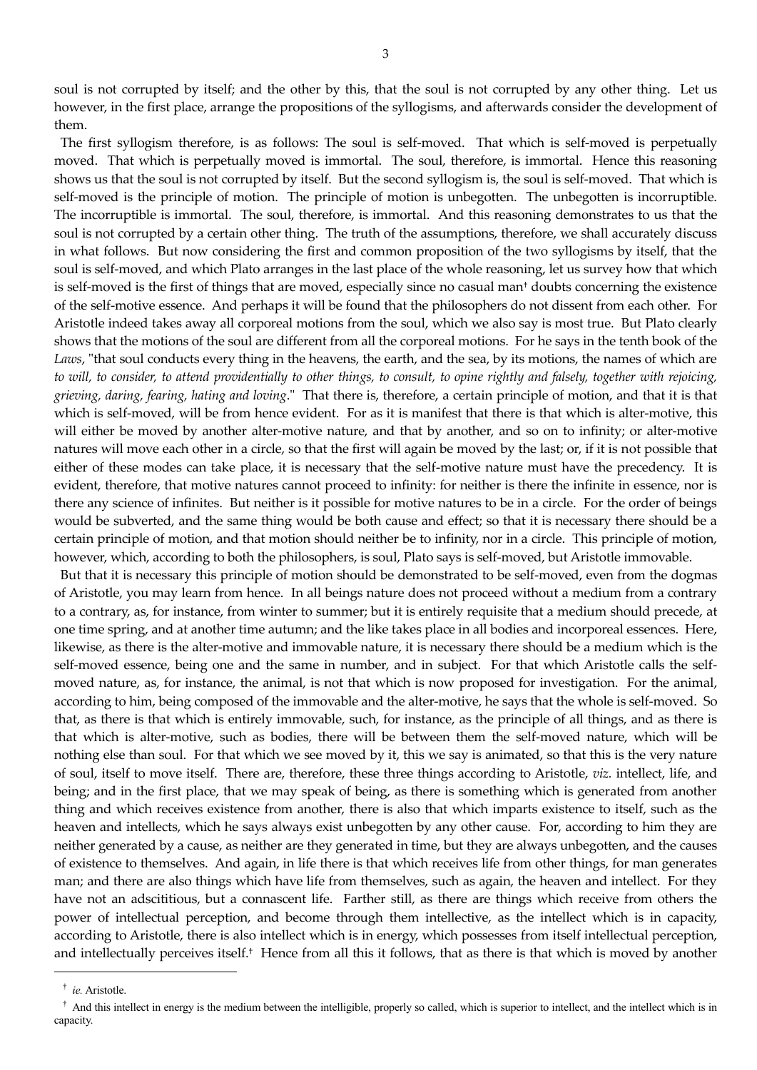soul is not corrupted by itself; and the other by this, that the soul is not corrupted by any other thing. Let us however, in the first place, arrange the propositions of the syllogisms, and afterwards consider the development of them.

The first syllogism therefore, is as follows: The soul is self-moved. That which is self-moved is perpetually moved. That which is perpetually moved is immortal. The soul, therefore, is immortal. Hence this reasoning shows us that the soul is not corrupted by itself. But the second syllogism is, the soul is self-moved. That which is self-moved is the principle of motion. The principle of motion is unbegotten. The unbegotten is incorruptible. The incorruptible is immortal. The soul, therefore, is immortal. And this reasoning demonstrates to us that the soul is not corrupted by a certain other thing. The truth of the assumptions, therefore, we shall accurately discuss in what follows. But now considering the first and common proposition of the two syllogisms by itself, that the soul is self-moved, and which Plato arranges in the last place of the whole reasoning, let us survey how that which is self-moved is the first of things that are moved, especially since no casual man† doubts concerning the existence of the self-motive essence. And perhaps it will be found that the philosophers do not dissent from each other. For Aristotle indeed takes away all corporeal motions from the soul, which we also say is most true. But Plato clearly shows that the motions of the soul are different from all the corporeal motions. For he says in the tenth book of the *Laws*, "that soul conducts every thing in the heavens, the earth, and the sea, by its motions, the names of which are *to will, to consider, to attend providentially to other things, to consult, to opine rightly and falsely, together with rejoicing, grieving, daring, fearing, hating and loving*." That there is, therefore, a certain principle of motion, and that it is that which is self-moved, will be from hence evident. For as it is manifest that there is that which is alter-motive, this will either be moved by another alter-motive nature, and that by another, and so on to infinity; or alter-motive natures will move each other in a circle, so that the first will again be moved by the last; or, if it is not possible that either of these modes can take place, it is necessary that the self-motive nature must have the precedency. It is evident, therefore, that motive natures cannot proceed to infinity: for neither is there the infinite in essence, nor is there any science of infinites. But neither is it possible for motive natures to be in a circle. For the order of beings would be subverted, and the same thing would be both cause and effect; so that it is necessary there should be a certain principle of motion, and that motion should neither be to infinity, nor in a circle. This principle of motion, however, which, according to both the philosophers, is soul, Plato says is self-moved, but Aristotle immovable.

But that it is necessary this principle of motion should be demonstrated to be self-moved, even from the dogmas of Aristotle, you may learn from hence. In all beings nature does not proceed without a medium from a contrary to a contrary, as, for instance, from winter to summer; but it is entirely requisite that a medium should precede, at one time spring, and at another time autumn; and the like takes place in all bodies and incorporeal essences. Here, likewise, as there is the alter-motive and immovable nature, it is necessary there should be a medium which is the self-moved essence, being one and the same in number, and in subject. For that which Aristotle calls the self-moved nature, as, for instance, the animal, is not that which is now proposed for investigation. For the animal, according to him, being composed of the immovable and the alter-motive, he says that the whole is self-moved. So that, as there is that which is entirely immovable, such, for instance, as the principle of all things, and as there is that which is alter-motive, such as bodies, there will be between them the self-moved nature, which will be nothing else than soul. For that which we see moved by it, this we say is animated, so that this is the very nature of soul, itself to move itself. There are, therefore, these three things according to Aristotle, *viz.* intellect, life, and being; and in the first place, that we may speak of being, as there is something which is generated from another thing and which receives existence from another, there is also that which imparts existence to itself, such as the heaven and intellects, which he says always exist unbegotten by any other cause. For, according to him they are neither generated by a cause, as neither are they generated in time, but they are always unbegotten, and the causes of existence to themselves. And again, in life there is that which receives life from other things, for man generates man; and there are also things which have life from themselves, such as again, the heaven and intellect. For they have not an adscititious, but a connascent life. Farther still, as there are things which receive from others the power of intellectual perception, and become through them intellective, as the intellect which is in capacity, according to Aristotle, there is also intellect which is in energy, which possesses from itself intellectual perception, and intellectually perceives itself.† Hence from all this it follows, that as there is that which is moved by another

---

† *ie.* Aristotle.

† And this intellect in energy is the medium between the intelligible, properly so called, which is superior to intellect, and the intellect which is in capacity.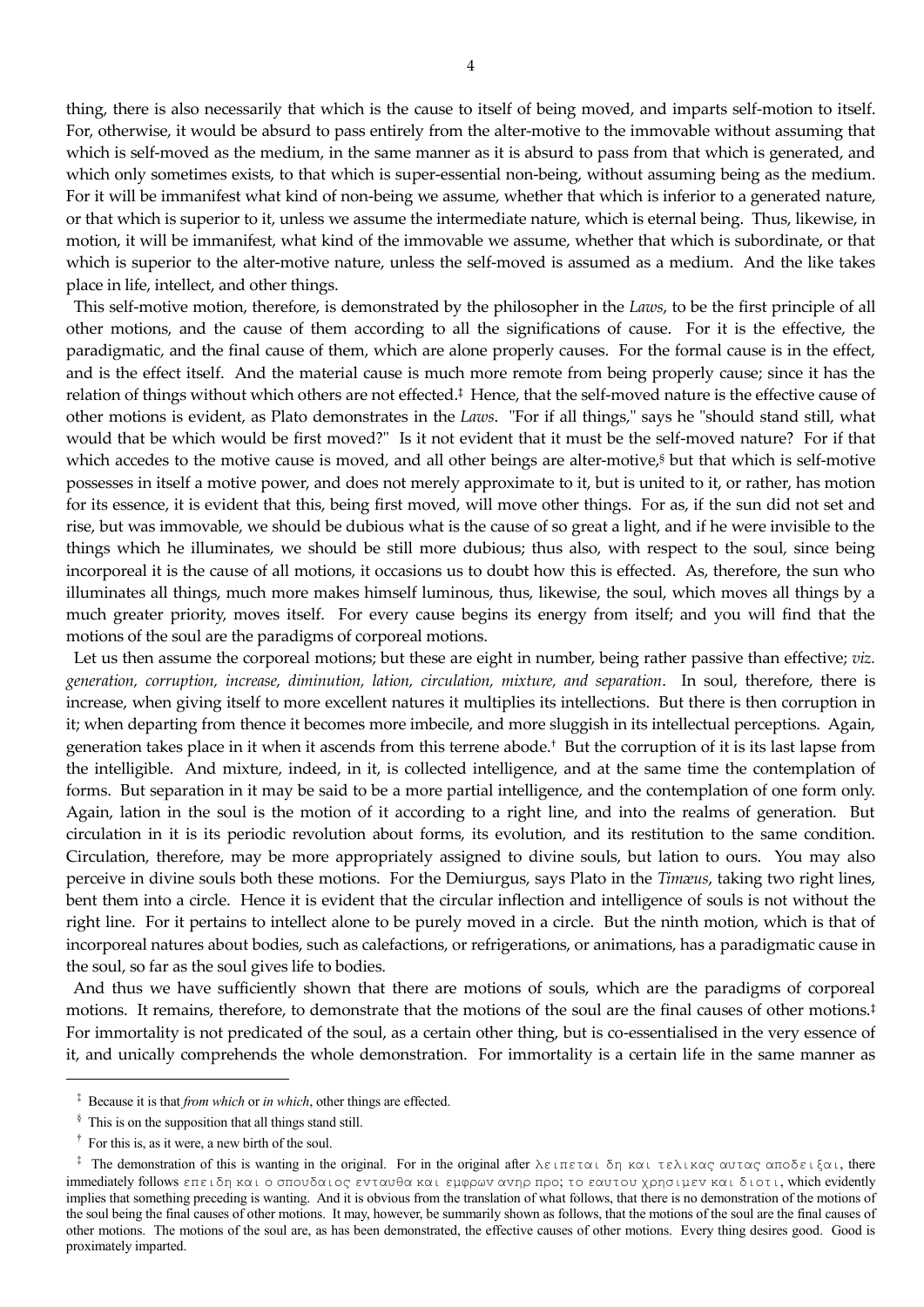thing, there is also necessarily that which is the cause to itself of being moved, and imparts self-motion to itself. For, otherwise, it would be absurd to pass entirely from the alter-motive to the immovable without assuming that which is self-moved as the medium, in the same manner as it is absurd to pass from that which is generated, and which only sometimes exists, to that which is super-essential non-being, without assuming being as the medium. For it will be immanifest what kind of non-being we assume, whether that which is inferior to a generated nature, or that which is superior to it, unless we assume the intermediate nature, which is eternal being. Thus, likewise, in motion, it will be immanifest, what kind of the immovable we assume, whether that which is subordinate, or that which is superior to the alter-motive nature, unless the self-moved is assumed as a medium. And the like takes place in life, intellect, and other things.

This self-motive motion, therefore, is demonstrated by the philosopher in the *Laws*, to be the first principle of all other motions, and the cause of them according to all the significations of cause. For it is the effective, the paradigmatic, and the final cause of them, which are alone properly causes. For the formal cause is in the effect, and is the effect itself. And the material cause is much more remote from being properly cause; since it has the relation of things without which others are not effected.‡ Hence, that the self-moved nature is the effective cause of other motions is evident, as Plato demonstrates in the *Laws*. "For if all things," says he "should stand still, what would that be which would be first moved?" Is it not evident that it must be the self-moved nature? For if that which accedes to the motive cause is moved, and all other beings are alter-motive,§ but that which is self-motive possesses in itself a motive power, and does not merely approximate to it, but is united to it, or rather, has motion for its essence, it is evident that this, being first moved, will move other things. For as, if the sun did not set and rise, but was immovable, we should be dubious what is the cause of so great a light, and if he were invisible to the things which he illuminates, we should be still more dubious; thus also, with respect to the soul, since being incorporeal it is the cause of all motions, it occasions us to doubt how this is effected. As, therefore, the sun who illuminates all things, much more makes himself luminous, thus, likewise, the soul, which moves all things by a much greater priority, moves itself. For every cause begins its energy from itself; and you will find that the motions of the soul are the paradigms of corporeal motions.

Let us then assume the corporeal motions; but these are eight in number, being rather passive than effective; *viz. generation, corruption, increase, diminution, lation, circulation, mixture, and separation*. In soul, therefore, there is increase, when giving itself to more excellent natures it multiplies its intellections. But there is then corruption in it; when departing from thence it becomes more imbecile, and more sluggish in its intellectual perceptions. Again, generation takes place in it when it ascends from this terrene abode.† But the corruption of it is its last lapse from the intelligible. And mixture, indeed, in it, is collected intelligence, and at the same time the contemplation of forms. But separation in it may be said to be a more partial intelligence, and the contemplation of one form only. Again, lation in the soul is the motion of it according to a right line, and into the realms of generation. But circulation in it is its periodic revolution about forms, its evolution, and its restitution to the same condition. Circulation, therefore, may be more appropriately assigned to divine souls, but lation to ours. You may also perceive in divine souls both these motions. For the Demiurgus, says Plato in the *Timæus*, taking two right lines, bent them into a circle. Hence it is evident that the circular inflection and intelligence of souls is not without the right line. For it pertains to intellect alone to be purely moved in a circle. But the ninth motion, which is that of incorporeal natures about bodies, such as calefactions, or refrigerations, or animations, has a paradigmatic cause in the soul, so far as the soul gives life to bodies.

And thus we have sufficiently shown that there are motions of souls, which are the paradigms of corporeal motions. It remains, therefore, to demonstrate that the motions of the soul are the final causes of other motions.‡ For immortality is not predicated of the soul, as a certain other thing, but is co-essentialised in the very essence of it, and unically comprehends the whole demonstration. For immortality is a certain life in the same manner as

---

‡ Because it is that *from which* or *in which*, other things are effected.

§ This is on the supposition that all things stand still.

† For this is, as it were, a new birth of the soul.

‡ The demonstration of this is wanting in the original. For in the original after λειπεται δη και τελικας αυτας αποδειξαι, there immediately follows επειδη και ο σπουδαιος ενταυθα και εμφρων ανηρ προς το εαυτου χρησιμεν και διοτι, which evidently implies that something preceding is wanting. And it is obvious from the translation of what follows, that there is no demonstration of the motions of the soul being the final causes of other motions. It may, however, be summarily shown as follows, that the motions of the soul are the final causes of other motions. The motions of the soul are, as has been demonstrated, the effective causes of other motions. Every thing desires good. Good is proximately imparted.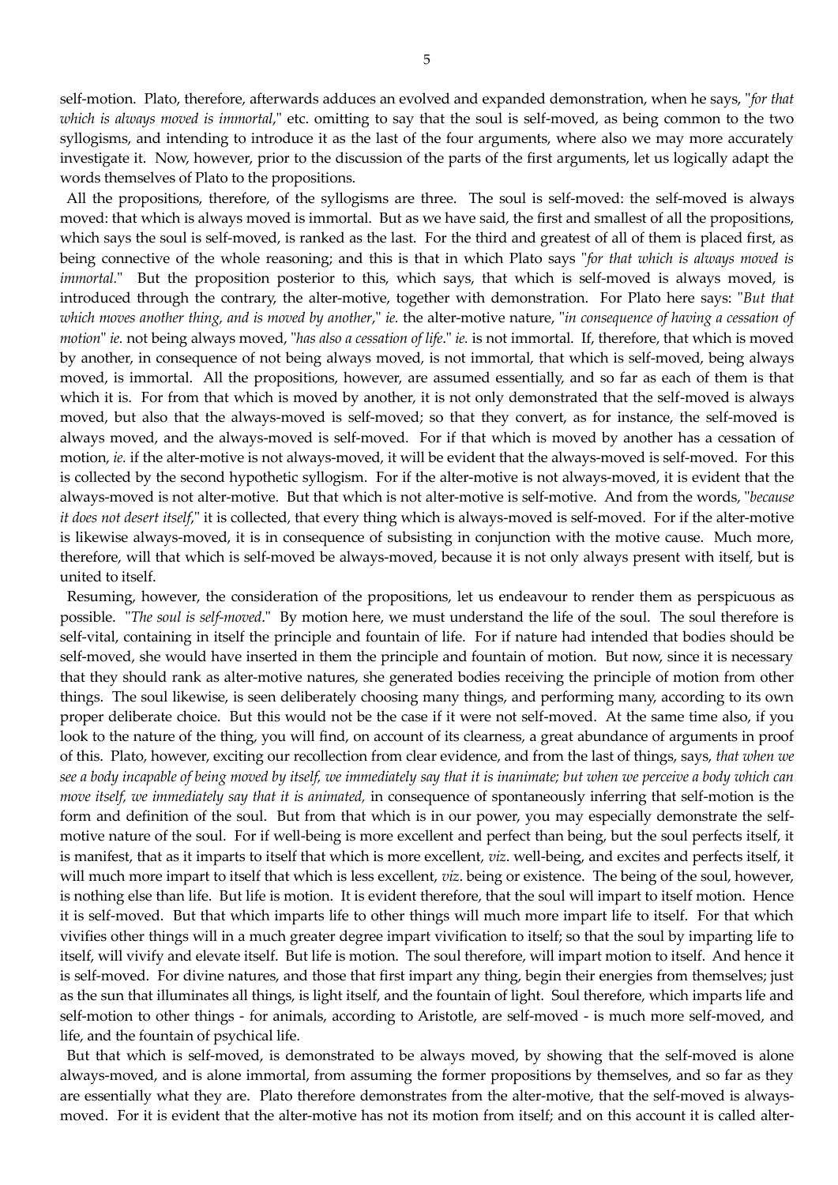self-motion. Plato, therefore, afterwards adduces an evolved and expanded demonstration, when he says, "*for that which is always moved is immortal*," etc. omitting to say that the soul is self-moved, as being common to the two syllogisms, and intending to introduce it as the last of the four arguments, where also we may more accurately investigate it. Now, however, prior to the discussion of the parts of the first arguments, let us logically adapt the words themselves of Plato to the propositions.

All the propositions, therefore, of the syllogisms are three. The soul is self-moved: the self-moved is always moved: that which is always moved is immortal. But as we have said, the first and smallest of all the propositions, which says the soul is self-moved, is ranked as the last. For the third and greatest of all of them is placed first, as being connective of the whole reasoning; and this is that in which Plato says "*for that which is always moved is immortal*." But the proposition posterior to this, which says, that which is self-moved is always moved, is introduced through the contrary, the alter-motive, together with demonstration. For Plato here says: "*But that which moves another thing, and is moved by another*," *ie.* the alter-motive nature, "*in consequence of having a cessation of motion*" *ie.* not being always moved, "*has also a cessation of life*." *ie.* is not immortal. If, therefore, that which is moved by another, in consequence of not being always moved, is not immortal, that which is self-moved, being always moved, is immortal. All the propositions, however, are assumed essentially, and so far as each of them is that which it is. For from that which is moved by another, it is not only demonstrated that the self-moved is always moved, but also that the always-moved is self-moved; so that they convert, as for instance, the self-moved is always moved, and the always-moved is self-moved. For if that which is moved by another has a cessation of motion, *ie.* if the alter-motive is not always-moved, it will be evident that the always-moved is self-moved. For this is collected by the second hypothetic syllogism. For if the alter-motive is not always-moved, it is evident that the always-moved is not alter-motive. But that which is not alter-motive is self-motive. And from the words, "*because it does not desert itself*," it is collected, that every thing which is always-moved is self-moved. For if the alter-motive is likewise always-moved, it is in consequence of subsisting in conjunction with the motive cause. Much more, therefore, will that which is self-moved be always-moved, because it is not only always present with itself, but is united to itself.

Resuming, however, the consideration of the propositions, let us endeavour to render them as perspicuous as possible. "*The soul is self-moved*." By motion here, we must understand the life of the soul. The soul therefore is self-vital, containing in itself the principle and fountain of life. For if nature had intended that bodies should be self-moved, she would have inserted in them the principle and fountain of motion. But now, since it is necessary that they should rank as alter-motive natures, she generated bodies receiving the principle of motion from other things. The soul likewise, is seen deliberately choosing many things, and performing many, according to its own proper deliberate choice. But this would not be the case if it were not self-moved. At the same time also, if you look to the nature of the thing, you will find, on account of its clearness, a great abundance of arguments in proof of this. Plato, however, exciting our recollection from clear evidence, and from the last of things, says, *that when we see a body incapable of being moved by itself, we immediately say that it is inanimate; but when we perceive a body which can move itself, we immediately say that it is animated,* in consequence of spontaneously inferring that self-motion is the form and definition of the soul. But from that which is in our power, you may especially demonstrate the self-motive nature of the soul. For if well-being is more excellent and perfect than being, but the soul perfects itself, it is manifest, that as it imparts to itself that which is more excellent, *viz*. well-being, and excites and perfects itself, it will much more impart to itself that which is less excellent, *viz*. being or existence. The being of the soul, however, is nothing else than life. But life is motion. It is evident therefore, that the soul will impart to itself motion. Hence it is self-moved. But that which imparts life to other things will much more impart life to itself. For that which vivifies other things will in a much greater degree impart vivification to itself; so that the soul by imparting life to itself, will vivify and elevate itself. But life is motion. The soul therefore, will impart motion to itself. And hence it is self-moved. For divine natures, and those that first impart any thing, begin their energies from themselves; just as the sun that illuminates all things, is light itself, and the fountain of light. Soul therefore, which imparts life and self-motion to other things - for animals, according to Aristotle, are self-moved - is much more self-moved, and life, and the fountain of psychical life.

But that which is self-moved, is demonstrated to be always moved, by showing that the self-moved is alone always-moved, and is alone immortal, from assuming the former propositions by themselves, and so far as they are essentially what they are. Plato therefore demonstrates from the alter-motive, that the self-moved is always-moved. For it is evident that the alter-motive has not its motion from itself; and on this account it is called alter-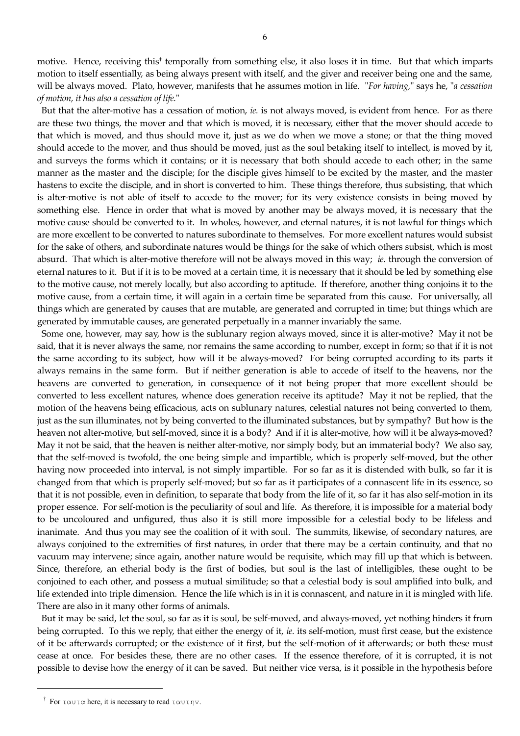motive. Hence, receiving this[†] temporally from something else, it also loses it in time. But that which imparts motion to itself essentially, as being always present with itself, and the giver and receiver being one and the same, will be always moved. Plato, however, manifests that he assumes motion in life. "*For having,*" says he, "*a cessation of motion, it has also a cessation of life.*"

But that the alter-motive has a cessation of motion, *ie.* is not always moved, is evident from hence. For as there are these two things, the mover and that which is moved, it is necessary, either that the mover should accede to that which is moved, and thus should move it, just as we do when we move a stone; or that the thing moved should accede to the mover, and thus should be moved, just as the soul betaking itself to intellect, is moved by it, and surveys the forms which it contains; or it is necessary that both should accede to each other; in the same manner as the master and the disciple; for the disciple gives himself to be excited by the master, and the master hastens to excite the disciple, and in short is converted to him. These things therefore, thus subsisting, that which is alter-motive is not able of itself to accede to the mover; for its very existence consists in being moved by something else. Hence in order that what is moved by another may be always moved, it is necessary that the motive cause should be converted to it. In wholes, however, and eternal natures, it is not lawful for things which are more excellent to be converted to natures subordinate to themselves. For more excellent natures would subsist for the sake of others, and subordinate natures would be things for the sake of which others subsist, which is most absurd. That which is alter-motive therefore will not be always moved in this way; *ie.* through the conversion of eternal natures to it. But if it is to be moved at a certain time, it is necessary that it should be led by something else to the motive cause, not merely locally, but also according to aptitude. If therefore, another thing conjoins it to the motive cause, from a certain time, it will again in a certain time be separated from this cause. For universally, all things which are generated by causes that are mutable, are generated and corrupted in time; but things which are generated by immutable causes, are generated perpetually in a manner invariably the same.

Some one, however, may say, how is the sublunary region always moved, since it is alter-motive? May it not be said, that it is never always the same, nor remains the same according to number, except in form; so that if it is not the same according to its subject, how will it be always-moved? For being corrupted according to its parts it always remains in the same form. But if neither generation is able to accede of itself to the heavens, nor the heavens are converted to generation, in consequence of it not being proper that more excellent should be converted to less excellent natures, whence does generation receive its aptitude? May it not be replied, that the motion of the heavens being efficacious, acts on sublunary natures, celestial natures not being converted to them, just as the sun illuminates, not by being converted to the illuminated substances, but by sympathy? But how is the heaven not alter-motive, but self-moved, since it is a body? And if it is alter-motive, how will it be always-moved? May it not be said, that the heaven is neither alter-motive, nor simply body, but an immaterial body? We also say, that the self-moved is twofold, the one being simple and impartible, which is properly self-moved, but the other having now proceeded into interval, is not simply impartible. For so far as it is distended with bulk, so far it is changed from that which is properly self-moved; but so far as it participates of a connascent life in its essence, so that it is not possible, even in definition, to separate that body from the life of it, so far it has also self-motion in its proper essence. For self-motion is the peculiarity of soul and life. As therefore, it is impossible for a material body to be uncoloured and unfigured, thus also it is still more impossible for a celestial body to be lifeless and inanimate. And thus you may see the coalition of it with soul. The summits, likewise, of secondary natures, are always conjoined to the extremities of first natures, in order that there may be a certain continuity, and that no vacuum may intervene; since again, another nature would be requisite, which may fill up that which is between. Since, therefore, an etherial body is the first of bodies, but soul is the last of intelligibles, these ought to be conjoined to each other, and possess a mutual similitude; so that a celestial body is soul amplified into bulk, and life extended into triple dimension. Hence the life which is in it is connascent, and nature in it is mingled with life. There are also in it many other forms of animals.

But it may be said, let the soul, so far as it is soul, be self-moved, and always-moved, yet nothing hinders it from being corrupted. To this we reply, that either the energy of it, *ie.* its self-motion, must first cease, but the existence of it be afterwards corrupted; or the existence of it first, but the self-motion of it afterwards; or both these must cease at once. For besides these, there are no other cases. If the essence therefore, of it is corrupted, it is not possible to devise how the energy of it can be saved. But neither vice versa, is it possible in the hypothesis before

---

[†] For ταυτα here, it is necessary to read ταυτην.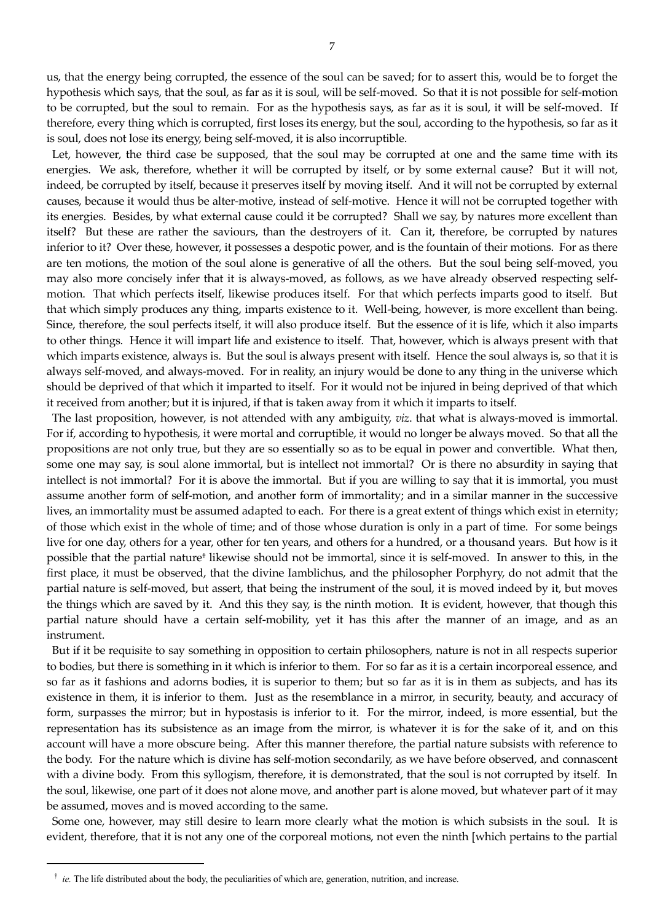us, that the energy being corrupted, the essence of the soul can be saved; for to assert this, would be to forget the hypothesis which says, that the soul, as far as it is soul, will be self-moved. So that it is not possible for self-motion to be corrupted, but the soul to remain. For as the hypothesis says, as far as it is soul, it will be self-moved. If therefore, every thing which is corrupted, first loses its energy, but the soul, according to the hypothesis, so far as it is soul, does not lose its energy, being self-moved, it is also incorruptible.

Let, however, the third case be supposed, that the soul may be corrupted at one and the same time with its energies. We ask, therefore, whether it will be corrupted by itself, or by some external cause? But it will not, indeed, be corrupted by itself, because it preserves itself by moving itself. And it will not be corrupted by external causes, because it would thus be alter-motive, instead of self-motive. Hence it will not be corrupted together with its energies. Besides, by what external cause could it be corrupted? Shall we say, by natures more excellent than itself? But these are rather the saviours, than the destroyers of it. Can it, therefore, be corrupted by natures inferior to it? Over these, however, it possesses a despotic power, and is the fountain of their motions. For as there are ten motions, the motion of the soul alone is generative of all the others. But the soul being self-moved, you may also more concisely infer that it is always-moved, as follows, as we have already observed respecting self-motion. That which perfects itself, likewise produces itself. For that which perfects imparts good to itself. But that which simply produces any thing, imparts existence to it. Well-being, however, is more excellent than being. Since, therefore, the soul perfects itself, it will also produce itself. But the essence of it is life, which it also imparts to other things. Hence it will impart life and existence to itself. That, however, which is always present with that which imparts existence, always is. But the soul is always present with itself. Hence the soul always is, so that it is always self-moved, and always-moved. For in reality, an injury would be done to any thing in the universe which should be deprived of that which it imparted to itself. For it would not be injured in being deprived of that which it received from another; but it is injured, if that is taken away from it which it imparts to itself.

The last proposition, however, is not attended with any ambiguity, *viz*. that what is always-moved is immortal. For if, according to hypothesis, it were mortal and corruptible, it would no longer be always moved. So that all the propositions are not only true, but they are so essentially so as to be equal in power and convertible. What then, some one may say, is soul alone immortal, but is intellect not immortal? Or is there no absurdity in saying that intellect is not immortal? For it is above the immortal. But if you are willing to say that it is immortal, you must assume another form of self-motion, and another form of immortality; and in a similar manner in the successive lives, an immortality must be assumed adapted to each. For there is a great extent of things which exist in eternity; of those which exist in the whole of time; and of those whose duration is only in a part of time. For some beings live for one day, others for a year, other for ten years, and others for a hundred, or a thousand years. But how is it possible that the partial nature† likewise should not be immortal, since it is self-moved. In answer to this, in the first place, it must be observed, that the divine Iamblichus, and the philosopher Porphyry, do not admit that the partial nature is self-moved, but assert, that being the instrument of the soul, it is moved indeed by it, but moves the things which are saved by it. And this they say, is the ninth motion. It is evident, however, that though this partial nature should have a certain self-mobility, yet it has this after the manner of an image, and as an instrument.

But if it be requisite to say something in opposition to certain philosophers, nature is not in all respects superior to bodies, but there is something in it which is inferior to them. For so far as it is a certain incorporeal essence, and so far as it fashions and adorns bodies, it is superior to them; but so far as it is in them as subjects, and has its existence in them, it is inferior to them. Just as the resemblance in a mirror, in security, beauty, and accuracy of form, surpasses the mirror; but in hypostasis is inferior to it. For the mirror, indeed, is more essential, but the representation has its subsistence as an image from the mirror, is whatever it is for the sake of it, and on this account will have a more obscure being. After this manner therefore, the partial nature subsists with reference to the body. For the nature which is divine has self-motion secondarily, as we have before observed, and connascent with a divine body. From this syllogism, therefore, it is demonstrated, that the soul is not corrupted by itself. In the soul, likewise, one part of it does not alone move, and another part is alone moved, but whatever part of it may be assumed, moves and is moved according to the same.

Some one, however, may still desire to learn more clearly what the motion is which subsists in the soul. It is evident, therefore, that it is not any one of the corporeal motions, not even the ninth [which pertains to the partial

---

† *ie.* The life distributed about the body, the peculiarities of which are, generation, nutrition, and increase.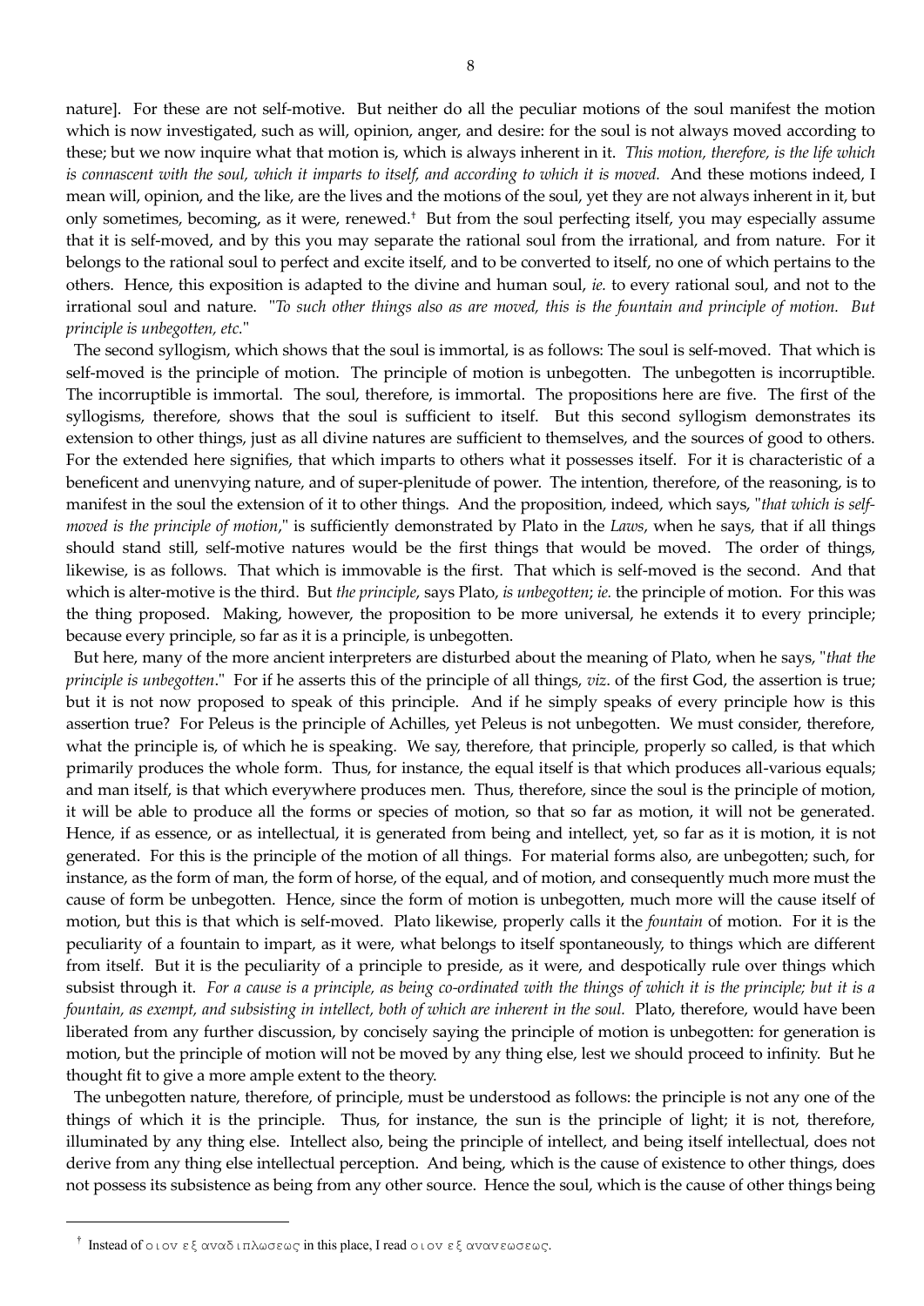nature]. For these are not self-motive. But neither do all the peculiar motions of the soul manifest the motion which is now investigated, such as will, opinion, anger, and desire: for the soul is not always moved according to these; but we now inquire what that motion is, which is always inherent in it. *This motion, therefore, is the life which is connascent with the soul, which it imparts to itself, and according to which it is moved.* And these motions indeed, I mean will, opinion, and the like, are the lives and the motions of the soul, yet they are not always inherent in it, but only sometimes, becoming, as it were, renewed.† But from the soul perfecting itself, you may especially assume that it is self-moved, and by this you may separate the rational soul from the irrational, and from nature. For it belongs to the rational soul to perfect and excite itself, and to be converted to itself, no one of which pertains to the others. Hence, this exposition is adapted to the divine and human soul, *ie.* to every rational soul, and not to the irrational soul and nature. "*To such other things also as are moved, this is the fountain and principle of motion. But principle is unbegotten, etc.*"

The second syllogism, which shows that the soul is immortal, is as follows: The soul is self-moved. That which is self-moved is the principle of motion. The principle of motion is unbegotten. The unbegotten is incorruptible. The incorruptible is immortal. The soul, therefore, is immortal. The propositions here are five. The first of the syllogisms, therefore, shows that the soul is sufficient to itself. But this second syllogism demonstrates its extension to other things, just as all divine natures are sufficient to themselves, and the sources of good to others. For the extended here signifies, that which imparts to others what it possesses itself. For it is characteristic of a beneficent and unenvying nature, and of super-plenitude of power. The intention, therefore, of the reasoning, is to manifest in the soul the extension of it to other things. And the proposition, indeed, which says, "*that which is self-moved is the principle of motion*," is sufficiently demonstrated by Plato in the *Laws*, when he says, that if all things should stand still, self-motive natures would be the first things that would be moved. The order of things, likewise, is as follows. That which is immovable is the first. That which is self-moved is the second. And that which is alter-motive is the third. But *the principle*, says Plato, *is unbegotten*; *ie.* the principle of motion. For this was the thing proposed. Making, however, the proposition to be more universal, he extends it to every principle; because every principle, so far as it is a principle, is unbegotten.

But here, many of the more ancient interpreters are disturbed about the meaning of Plato, when he says, "*that the principle is unbegotten*." For if he asserts this of the principle of all things, *viz*. of the first God, the assertion is true; but it is not now proposed to speak of this principle. And if he simply speaks of every principle how is this assertion true? For Peleus is the principle of Achilles, yet Peleus is not unbegotten. We must consider, therefore, what the principle is, of which he is speaking. We say, therefore, that principle, properly so called, is that which primarily produces the whole form. Thus, for instance, the equal itself is that which produces all-various equals; and man itself, is that which everywhere produces men. Thus, therefore, since the soul is the principle of motion, it will be able to produce all the forms or species of motion, so that so far as motion, it will not be generated. Hence, if as essence, or as intellectual, it is generated from being and intellect, yet, so far as it is motion, it is not generated. For this is the principle of the motion of all things. For material forms also, are unbegotten; such, for instance, as the form of man, the form of horse, of the equal, and of motion, and consequently much more must the cause of form be unbegotten. Hence, since the form of motion is unbegotten, much more will the cause itself of motion, but this is that which is self-moved. Plato likewise, properly calls it the *fountain* of motion. For it is the peculiarity of a fountain to impart, as it were, what belongs to itself spontaneously, to things which are different from itself. But it is the peculiarity of a principle to preside, as it were, and despotically rule over things which subsist through it. *For a cause is a principle, as being co-ordinated with the things of which it is the principle; but it is a fountain, as exempt, and subsisting in intellect, both of which are inherent in the soul.* Plato, therefore, would have been liberated from any further discussion, by concisely saying the principle of motion is unbegotten: for generation is motion, but the principle of motion will not be moved by any thing else, lest we should proceed to infinity. But he thought fit to give a more ample extent to the theory.

The unbegotten nature, therefore, of principle, must be understood as follows: the principle is not any one of the things of which it is the principle. Thus, for instance, the sun is the principle of light; it is not, therefore, illuminated by any thing else. Intellect also, being the principle of intellect, and being itself intellectual, does not derive from any thing else intellectual perception. And being, which is the cause of existence to other things, does not possess its subsistence as being from any other source. Hence the soul, which is the cause of other things being

---

† Instead of οιον εξ αναδιπλωσεως in this place, I read οιον εξ ανανεωσεως.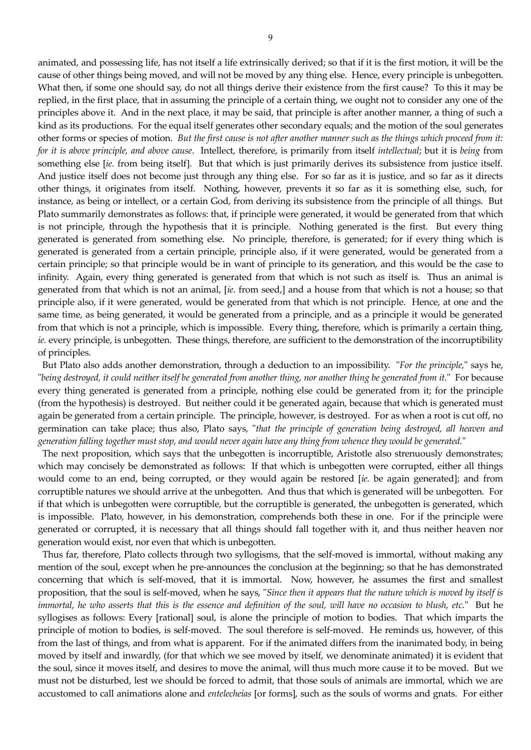animated, and possessing life, has not itself a life extrinsically derived; so that if it is the first motion, it will be the cause of other things being moved, and will not be moved by any thing else. Hence, every principle is unbegotten. What then, if some one should say, do not all things derive their existence from the first cause? To this it may be replied, in the first place, that in assuming the principle of a certain thing, we ought not to consider any one of the principles above it. And in the next place, it may be said, that principle is after another manner, a thing of such a kind as its productions. For the equal itself generates other secondary equals; and the motion of the soul generates other forms or species of motion. *But the first cause is not after another manner such as the things which proceed from it: for it is above principle, and above cause*. Intellect, therefore, is primarily from itself *intellectual*; but it is *being* from something else [*ie.* from being itself]. But that which is just primarily derives its subsistence from justice itself. And justice itself does not become just through any thing else. For so far as it is justice, and so far as it directs other things, it originates from itself. Nothing, however, prevents it so far as it is something else, such, for instance, as being or intellect, or a certain God, from deriving its subsistence from the principle of all things. But Plato summarily demonstrates as follows: that, if principle were generated, it would be generated from that which is not principle, through the hypothesis that it is principle. Nothing generated is the first. But every thing generated is generated from something else. No principle, therefore, is generated; for if every thing which is generated is generated from a certain principle, principle also, if it were generated, would be generated from a certain principle; so that principle would be in want of principle to its generation, and this would be the case to infinity. Again, every thing generated is generated from that which is not such as itself is. Thus an animal is generated from that which is not an animal, [*ie.* from seed,] and a house from that which is not a house; so that principle also, if it were generated, would be generated from that which is not principle. Hence, at one and the same time, as being generated, it would be generated from a principle, and as a principle it would be generated from that which is not a principle, which is impossible. Every thing, therefore, which is primarily a certain thing, *ie.* every principle, is unbegotten. These things, therefore, are sufficient to the demonstration of the incorruptibility of principles.

But Plato also adds another demonstration, through a deduction to an impossibility. "*For the principle,*" says he, "*being destroyed, it could neither itself be generated from another thing, nor another thing be generated from it.*" For because every thing generated is generated from a principle, nothing else could be generated from it; for the principle (from the hypothesis) is destroyed. But neither could it be generated again, because that which is generated must again be generated from a certain principle. The principle, however, is destroyed. For as when a root is cut off, no germination can take place; thus also, Plato says, "*that the principle of generation being destroyed, all heaven and generation falling together must stop, and would never again have any thing from whence they would be generated.*"

The next proposition, which says that the unbegotten is incorruptible, Aristotle also strenuously demonstrates; which may concisely be demonstrated as follows: If that which is unbegotten were corrupted, either all things would come to an end, being corrupted, or they would again be restored [*ie.* be again generated]; and from corruptible natures we should arrive at the unbegotten. And thus that which is generated will be unbegotten. For if that which is unbegotten were corruptible, but the corruptible is generated, the unbegotten is generated, which is impossible. Plato, however, in his demonstration, comprehends both these in one. For if the principle were generated or corrupted, it is necessary that all things should fall together with it, and thus neither heaven nor generation would exist, nor even that which is unbegotten.

Thus far, therefore, Plato collects through two syllogisms, that the self-moved is immortal, without making any mention of the soul, except when he pre-announces the conclusion at the beginning; so that he has demonstrated concerning that which is self-moved, that it is immortal. Now, however, he assumes the first and smallest proposition, that the soul is self-moved, when he says, "*Since then it appears that the nature which is moved by itself is immortal, he who asserts that this is the essence and definition of the soul, will have no occasion to blush, etc.*" But he syllogises as follows: Every [rational] soul, is alone the principle of motion to bodies. That which imparts the principle of motion to bodies, is self-moved. The soul therefore is self-moved. He reminds us, however, of this from the last of things, and from what is apparent. For if the animated differs from the inanimated body, in being moved by itself and inwardly, (for that which we see moved by itself, we denominate animated) it is evident that the soul, since it moves itself, and desires to move the animal, will thus much more cause it to be moved. But we must not be disturbed, lest we should be forced to admit, that those souls of animals are immortal, which we are accustomed to call animations alone and *entelecheias* [or forms], such as the souls of worms and gnats. For either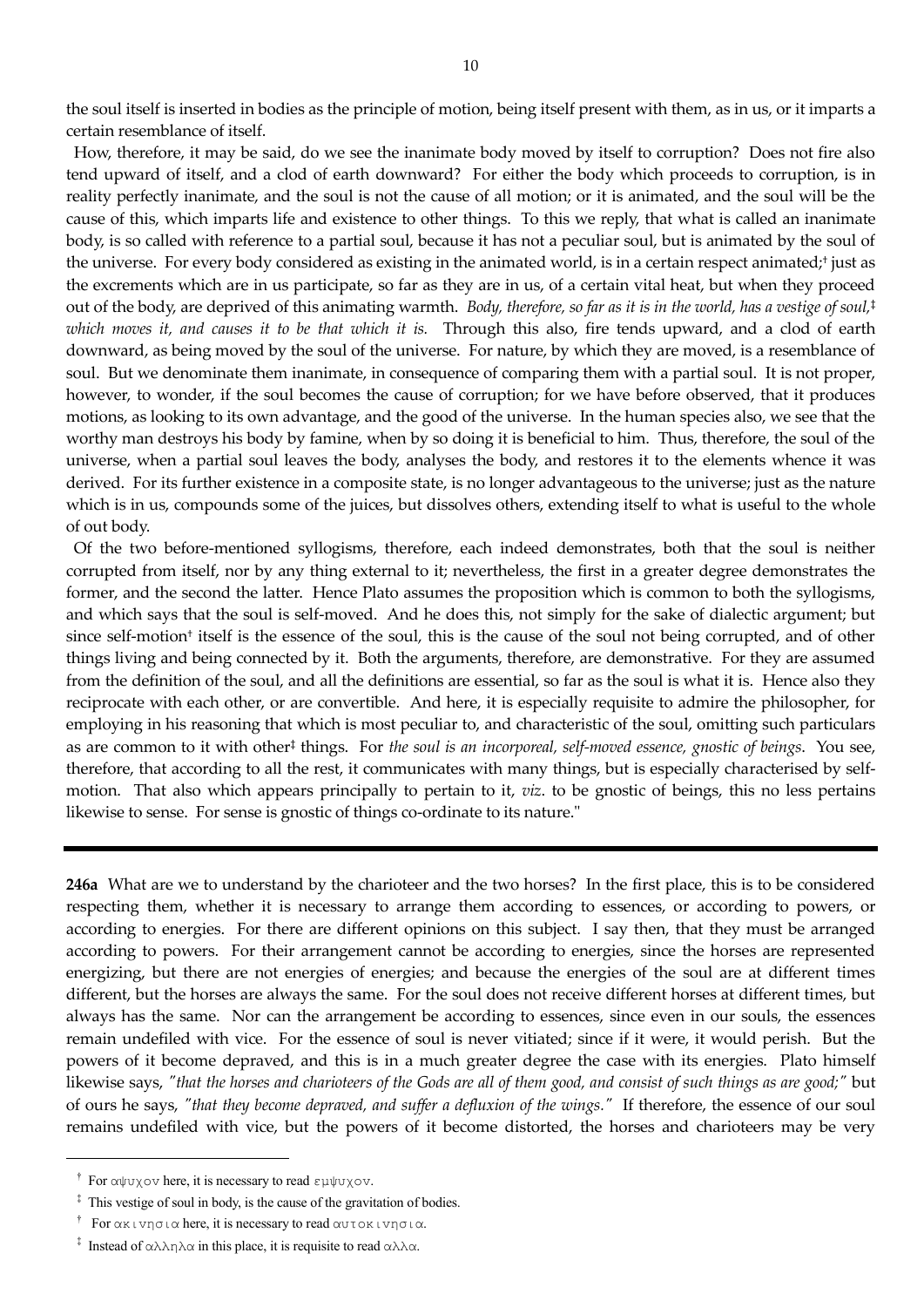the soul itself is inserted in bodies as the principle of motion, being itself present with them, as in us, or it imparts a certain resemblance of itself.

How, therefore, it may be said, do we see the inanimate body moved by itself to corruption? Does not fire also tend upward of itself, and a clod of earth downward? For either the body which proceeds to corruption, is in reality perfectly inanimate, and the soul is not the cause of all motion; or it is animated, and the soul will be the cause of this, which imparts life and existence to other things. To this we reply, that what is called an inanimate body, is so called with reference to a partial soul, because it has not a peculiar soul, but is animated by the soul of the universe. For every body considered as existing in the animated world, is in a certain respect animated;[†] just as the excrements which are in us participate, so far as they are in us, of a certain vital heat, but when they proceed out of the body, are deprived of this animating warmth. *Body, therefore, so far as it is in the world, has a vestige of soul,*[‡] *which moves it, and causes it to be that which it is.* Through this also, fire tends upward, and a clod of earth downward, as being moved by the soul of the universe. For nature, by which they are moved, is a resemblance of soul. But we denominate them inanimate, in consequence of comparing them with a partial soul. It is not proper, however, to wonder, if the soul becomes the cause of corruption; for we have before observed, that it produces motions, as looking to its own advantage, and the good of the universe. In the human species also, we see that the worthy man destroys his body by famine, when by so doing it is beneficial to him. Thus, therefore, the soul of the universe, when a partial soul leaves the body, analyses the body, and restores it to the elements whence it was derived. For its further existence in a composite state, is no longer advantageous to the universe; just as the nature which is in us, compounds some of the juices, but dissolves others, extending itself to what is useful to the whole of out body.

Of the two before-mentioned syllogisms, therefore, each indeed demonstrates, both that the soul is neither corrupted from itself, nor by any thing external to it; nevertheless, the first in a greater degree demonstrates the former, and the second the latter. Hence Plato assumes the proposition which is common to both the syllogisms, and which says that the soul is self-moved. And he does this, not simply for the sake of dialectic argument; but since self-motion[†] itself is the essence of the soul, this is the cause of the soul not being corrupted, and of other things living and being connected by it. Both the arguments, therefore, are demonstrative. For they are assumed from the definition of the soul, and all the definitions are essential, so far as the soul is what it is. Hence also they reciprocate with each other, or are convertible. And here, it is especially requisite to admire the philosopher, for employing in his reasoning that which is most peculiar to, and characteristic of the soul, omitting such particulars as are common to it with other[‡] things. For *the soul is an incorporeal, self-moved essence, gnostic of beings*. You see, therefore, that according to all the rest, it communicates with many things, but is especially characterised by self-motion. That also which appears principally to pertain to it, *viz*. to be gnostic of beings, this no less pertains likewise to sense. For sense is gnostic of things co-ordinate to its nature."

---

**246a** What are we to understand by the charioteer and the two horses? In the first place, this is to be considered respecting them, whether it is necessary to arrange them according to essences, or according to powers, or according to energies. For there are different opinions on this subject. I say then, that they must be arranged according to powers. For their arrangement cannot be according to energies, since the horses are represented energizing, but there are not energies of energies; and because the energies of the soul are at different times different, but the horses are always the same. For the soul does not receive different horses at different times, but always has the same. Nor can the arrangement be according to essences, since even in our souls, the essences remain undefiled with vice. For the essence of soul is never vitiated; since if it were, it would perish. But the powers of it become depraved, and this is in a much greater degree the case with its energies. Plato himself likewise says, *"that the horses and charioteers of the Gods are all of them good, and consist of such things as are good;"* but of ours he says, *"that they become depraved, and suffer a defluxion of the wings."* If therefore, the essence of our soul remains undefiled with vice, but the powers of it become distorted, the horses and charioteers may be very

---

[†] For αψυχον here, it is necessary to read εμψυχον.

[‡] This vestige of soul in body, is the cause of the gravitation of bodies.

[†] For ακινησια here, it is necessary to read αυτοκινησια.

[‡] Instead of αλληλα in this place, it is requisite to read αλλα.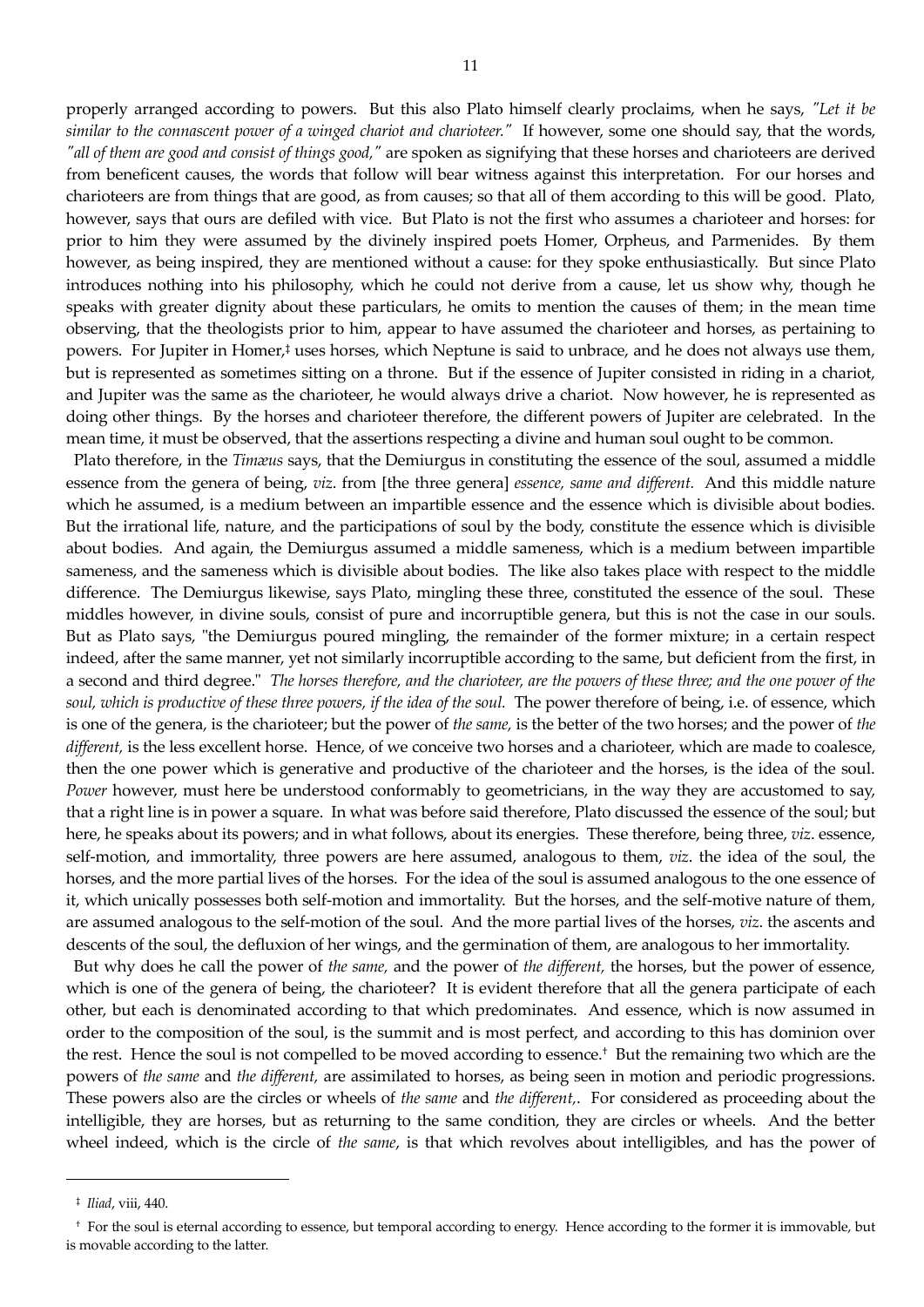properly arranged according to powers. But this also Plato himself clearly proclaims, when he says, *"Let it be similar to the connascent power of a winged chariot and charioteer."* If however, some one should say, that the words, *"all of them are good and consist of things good,"* are spoken as signifying that these horses and charioteers are derived from beneficent causes, the words that follow will bear witness against this interpretation. For our horses and charioteers are from things that are good, as from causes; so that all of them according to this will be good. Plato, however, says that ours are defiled with vice. But Plato is not the first who assumes a charioteer and horses: for prior to him they were assumed by the divinely inspired poets Homer, Orpheus, and Parmenides. By them however, as being inspired, they are mentioned without a cause: for they spoke enthusiastically. But since Plato introduces nothing into his philosophy, which he could not derive from a cause, let us show why, though he speaks with greater dignity about these particulars, he omits to mention the causes of them; in the mean time observing, that the theologists prior to him, appear to have assumed the charioteer and horses, as pertaining to powers. For Jupiter in Homer,‡ uses horses, which Neptune is said to unbrace, and he does not always use them, but is represented as sometimes sitting on a throne. But if the essence of Jupiter consisted in riding in a chariot, and Jupiter was the same as the charioteer, he would always drive a chariot. Now however, he is represented as doing other things. By the horses and charioteer therefore, the different powers of Jupiter are celebrated. In the mean time, it must be observed, that the assertions respecting a divine and human soul ought to be common.

Plato therefore, in the *Timæus* says, that the Demiurgus in constituting the essence of the soul, assumed a middle essence from the genera of being, *viz*. from [the three genera] *essence, same and different.* And this middle nature which he assumed, is a medium between an impartible essence and the essence which is divisible about bodies. But the irrational life, nature, and the participations of soul by the body, constitute the essence which is divisible about bodies. And again, the Demiurgus assumed a middle sameness, which is a medium between impartible sameness, and the sameness which is divisible about bodies. The like also takes place with respect to the middle difference. The Demiurgus likewise, says Plato, mingling these three, constituted the essence of the soul. These middles however, in divine souls, consist of pure and incorruptible genera, but this is not the case in our souls. But as Plato says, "the Demiurgus poured mingling, the remainder of the former mixture; in a certain respect indeed, after the same manner, yet not similarly incorruptible according to the same, but deficient from the first, in a second and third degree." *The horses therefore, and the charioteer, are the powers of these three; and the one power of the soul, which is productive of these three powers, if the idea of the soul.* The power therefore of being, i.e. of essence, which is one of the genera, is the charioteer; but the power of *the same,* is the better of the two horses; and the power of *the different,* is the less excellent horse. Hence, of we conceive two horses and a charioteer, which are made to coalesce, then the one power which is generative and productive of the charioteer and the horses, is the idea of the soul. *Power* however, must here be understood conformably to geometricians, in the way they are accustomed to say, that a right line is in power a square. In what was before said therefore, Plato discussed the essence of the soul; but here, he speaks about its powers; and in what follows, about its energies. These therefore, being three, *viz*. essence, self-motion, and immortality, three powers are here assumed, analogous to them, *viz*. the idea of the soul, the horses, and the more partial lives of the horses. For the idea of the soul is assumed analogous to the one essence of it, which unically possesses both self-motion and immortality. But the horses, and the self-motive nature of them, are assumed analogous to the self-motion of the soul. And the more partial lives of the horses, *viz*. the ascents and descents of the soul, the defluxion of her wings, and the germination of them, are analogous to her immortality.

But why does he call the power of *the same,* and the power of *the different,* the horses, but the power of essence, which is one of the genera of being, the charioteer? It is evident therefore that all the genera participate of each other, but each is denominated according to that which predominates. And essence, which is now assumed in order to the composition of the soul, is the summit and is most perfect, and according to this has dominion over the rest. Hence the soul is not compelled to be moved according to essence.† But the remaining two which are the powers of *the same* and *the different,* are assimilated to horses, as being seen in motion and periodic progressions. These powers also are the circles or wheels of *the same* and *the different*,. For considered as proceeding about the intelligible, they are horses, but as returning to the same condition, they are circles or wheels. And the better wheel indeed, which is the circle of *the same*, is that which revolves about intelligibles, and has the power of

---

‡ *Iliad*, viii, 440.

† For the soul is eternal according to essence, but temporal according to energy. Hence according to the former it is immovable, but is movable according to the latter.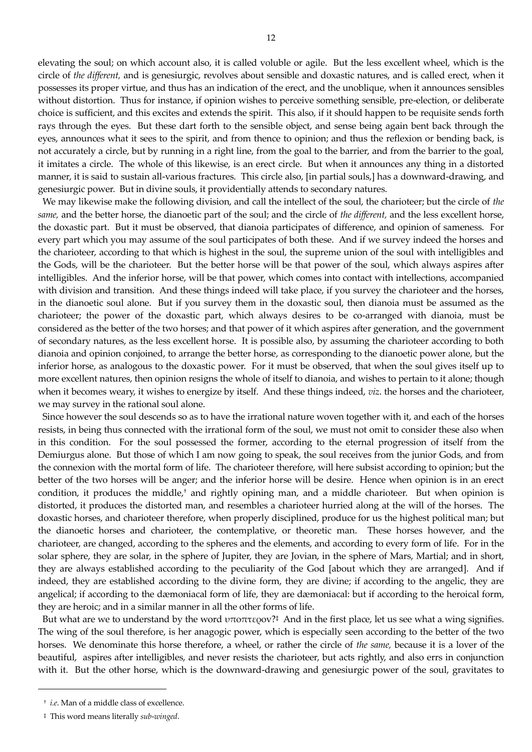elevating the soul; on which account also, it is called voluble or agile. But the less excellent wheel, which is the circle of *the different,* and is genesiurgic, revolves about sensible and doxastic natures, and is called erect, when it possesses its proper virtue, and thus has an indication of the erect, and the unoblique, when it announces sensibles without distortion. Thus for instance, if opinion wishes to perceive something sensible, pre-election, or deliberate choice is sufficient, and this excites and extends the spirit. This also, if it should happen to be requisite sends forth rays through the eyes. But these dart forth to the sensible object, and sense being again bent back through the eyes, announces what it sees to the spirit, and from thence to opinion; and thus the reflexion or bending back, is not accurately a circle, but by running in a right line, from the goal to the barrier, and from the barrier to the goal, it imitates a circle. The whole of this likewise, is an erect circle. But when it announces any thing in a distorted manner, it is said to sustain all-various fractures. This circle also, [in partial souls,] has a downward-drawing, and genesiurgic power. But in divine souls, it providentially attends to secondary natures.

We may likewise make the following division, and call the intellect of the soul, the charioteer; but the circle of *the same,* and the better horse, the dianoetic part of the soul; and the circle of *the different,* and the less excellent horse, the doxastic part. But it must be observed, that dianoia participates of difference, and opinion of sameness. For every part which you may assume of the soul participates of both these. And if we survey indeed the horses and the charioteer, according to that which is highest in the soul, the supreme union of the soul with intelligibles and the Gods, will be the charioteer. But the better horse will be that power of the soul, which always aspires after intelligibles. And the inferior horse, will be that power, which comes into contact with intellections, accompanied with division and transition. And these things indeed will take place, if you survey the charioteer and the horses, in the dianoetic soul alone. But if you survey them in the doxastic soul, then dianoia must be assumed as the charioteer; the power of the doxastic part, which always desires to be co-arranged with dianoia, must be considered as the better of the two horses; and that power of it which aspires after generation, and the government of secondary natures, as the less excellent horse. It is possible also, by assuming the charioteer according to both dianoia and opinion conjoined, to arrange the better horse, as corresponding to the dianoetic power alone, but the inferior horse, as analogous to the doxastic power. For it must be observed, that when the soul gives itself up to more excellent natures, then opinion resigns the whole of itself to dianoia, and wishes to pertain to it alone; though when it becomes weary, it wishes to energize by itself. And these things indeed, *viz*. the horses and the charioteer, we may survey in the rational soul alone.

Since however the soul descends so as to have the irrational nature woven together with it, and each of the horses resists, in being thus connected with the irrational form of the soul, we must not omit to consider these also when in this condition. For the soul possessed the former, according to the eternal progression of itself from the Demiurgus alone. But those of which I am now going to speak, the soul receives from the junior Gods, and from the connexion with the mortal form of life. The charioteer therefore, will here subsist according to opinion; but the better of the two horses will be anger; and the inferior horse will be desire. Hence when opinion is in an erect condition, it produces the middle,† and rightly opining man, and a middle charioteer. But when opinion is distorted, it produces the distorted man, and resembles a charioteer hurried along at the will of the horses. The doxastic horses, and charioteer therefore, when properly disciplined, produce for us the highest political man; but the dianoetic horses and charioteer, the contemplative, or theoretic man. These horses however, and the charioteer, are changed, according to the spheres and the elements, and according to every form of life. For in the solar sphere, they are solar, in the sphere of Jupiter, they are Jovian, in the sphere of Mars, Martial; and in short, they are always established according to the peculiarity of the God [about which they are arranged]. And if indeed, they are established according to the divine form, they are divine; if according to the angelic, they are angelical; if according to the dæmoniacal form of life, they are dæmoniacal: but if according to the heroical form, they are heroic; and in a similar manner in all the other forms of life.

But what are we to understand by the word υποπτερον?‡ And in the first place, let us see what a wing signifies. The wing of the soul therefore, is her anagogic power, which is especially seen according to the better of the two horses. We denominate this horse therefore, a wheel, or rather the circle of *the same,* because it is a lover of the beautiful, aspires after intelligibles, and never resists the charioteer, but acts rightly, and also errs in conjunction with it. But the other horse, which is the downward-drawing and genesiurgic power of the soul, gravitates to

---

† *i.e.* Man of a middle class of excellence.

‡ This word means literally *sub-winged*.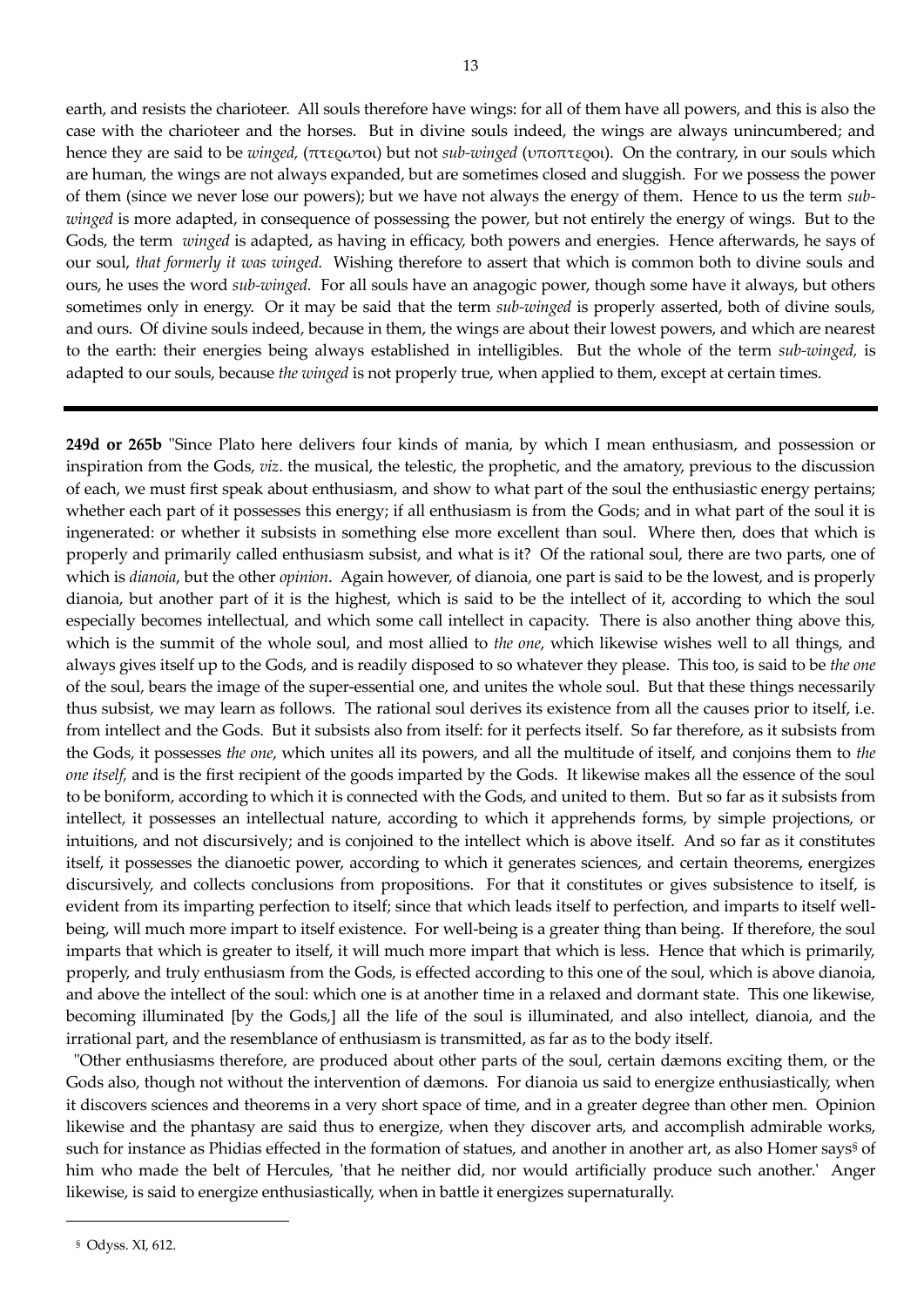earth, and resists the charioteer. All souls therefore have wings: for all of them have all powers, and this is also the case with the charioteer and the horses. But in divine souls indeed, the wings are always unincumbered; and hence they are said to be *winged,* (πτερωτοι) but not *sub-winged* (υποπτεροι). On the contrary, in our souls which are human, the wings are not always expanded, but are sometimes closed and sluggish. For we possess the power of them (since we never lose our powers); but we have not always the energy of them. Hence to us the term *sub-winged* is more adapted, in consequence of possessing the power, but not entirely the energy of wings. But to the Gods, the term *winged* is adapted, as having in efficacy, both powers and energies. Hence afterwards, he says of our soul, *that formerly it was winged.* Wishing therefore to assert that which is common both to divine souls and ours, he uses the word *sub-winged.* For all souls have an anagogic power, though some have it always, but others sometimes only in energy. Or it may be said that the term *sub-winged* is properly asserted, both of divine souls, and ours. Of divine souls indeed, because in them, the wings are about their lowest powers, and which are nearest to the earth: their energies being always established in intelligibles. But the whole of the term *sub-winged,* is adapted to our souls, because *the winged* is not properly true, when applied to them, except at certain times.

---

**249d or 265b** "Since Plato here delivers four kinds of mania, by which I mean enthusiasm, and possession or inspiration from the Gods, *viz*. the musical, the telestic, the prophetic, and the amatory, previous to the discussion of each, we must first speak about enthusiasm, and show to what part of the soul the enthusiastic energy pertains; whether each part of it possesses this energy; if all enthusiasm is from the Gods; and in what part of the soul it is ingenerated: or whether it subsists in something else more excellent than soul. Where then, does that which is properly and primarily called enthusiasm subsist, and what is it? Of the rational soul, there are two parts, one of which is *dianoia*, but the other *opinion*. Again however, of dianoia, one part is said to be the lowest, and is properly dianoia, but another part of it is the highest, which is said to be the intellect of it, according to which the soul especially becomes intellectual, and which some call intellect in capacity. There is also another thing above this, which is the summit of the whole soul, and most allied to *the one*, which likewise wishes well to all things, and always gives itself up to the Gods, and is readily disposed to so whatever they please. This too, is said to be *the one* of the soul, bears the image of the super-essential one, and unites the whole soul. But that these things necessarily thus subsist, we may learn as follows. The rational soul derives its existence from all the causes prior to itself, i.e. from intellect and the Gods. But it subsists also from itself: for it perfects itself. So far therefore, as it subsists from the Gods, it possesses *the one*, which unites all its powers, and all the multitude of itself, and conjoins them to *the one itself,* and is the first recipient of the goods imparted by the Gods. It likewise makes all the essence of the soul to be boniform, according to which it is connected with the Gods, and united to them. But so far as it subsists from intellect, it possesses an intellectual nature, according to which it apprehends forms, by simple projections, or intuitions, and not discursively; and is conjoined to the intellect which is above itself. And so far as it constitutes itself, it possesses the dianoetic power, according to which it generates sciences, and certain theorems, energizes discursively, and collects conclusions from propositions. For that it constitutes or gives subsistence to itself, is evident from its imparting perfection to itself; since that which leads itself to perfection, and imparts to itself well-being, will much more impart to itself existence. For well-being is a greater thing than being. If therefore, the soul imparts that which is greater to itself, it will much more impart that which is less. Hence that which is primarily, properly, and truly enthusiasm from the Gods, is effected according to this one of the soul, which is above dianoia, and above the intellect of the soul: which one is at another time in a relaxed and dormant state. This one likewise, becoming illuminated [by the Gods,] all the life of the soul is illuminated, and also intellect, dianoia, and the irrational part, and the resemblance of enthusiasm is transmitted, as far as to the body itself.

"Other enthusiasms therefore, are produced about other parts of the soul, certain dæmons exciting them, or the Gods also, though not without the intervention of dæmons. For dianoia us said to energize enthusiastically, when it discovers sciences and theorems in a very short space of time, and in a greater degree than other men. Opinion likewise and the phantasy are said thus to energize, when they discover arts, and accomplish admirable works, such for instance as Phidias effected in the formation of statues, and another in another art, as also Homer says[§] of him who made the belt of Hercules, 'that he neither did, nor would artificially produce such another.' Anger likewise, is said to energize enthusiastically, when in battle it energizes supernaturally.

---

[§] Odyss. XI, 612.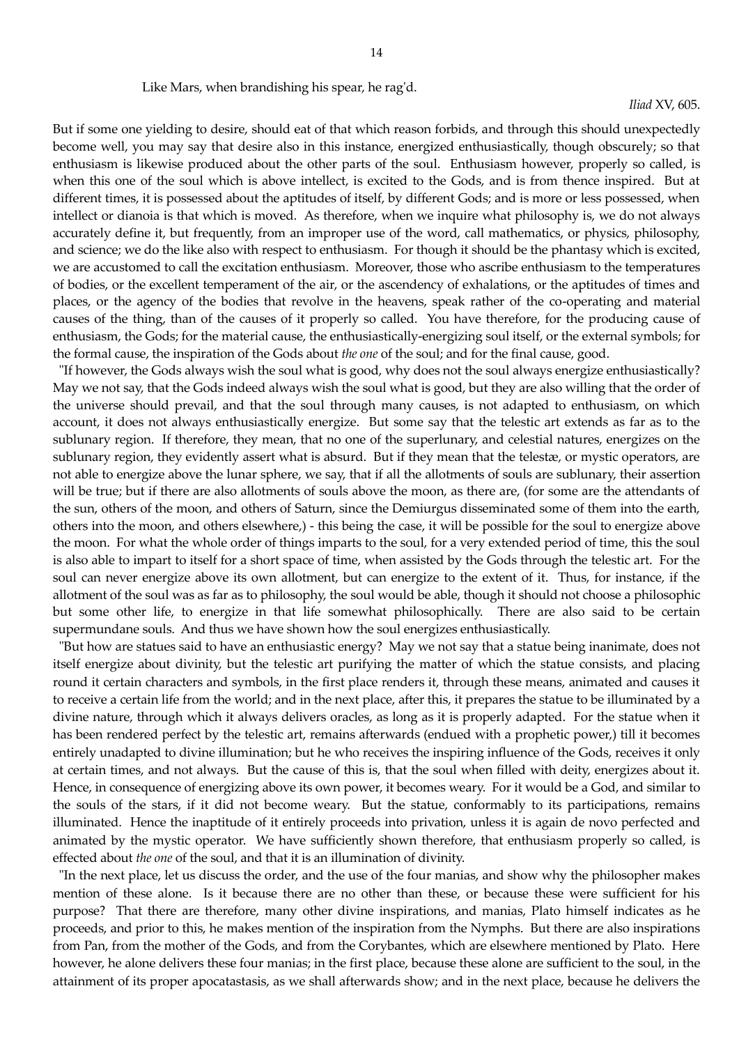Like Mars, when brandishing his spear, he rag'd.

*Iliad* XV, 605.

But if some one yielding to desire, should eat of that which reason forbids, and through this should unexpectedly become well, you may say that desire also in this instance, energized enthusiastically, though obscurely; so that enthusiasm is likewise produced about the other parts of the soul. Enthusiasm however, properly so called, is when this one of the soul which is above intellect, is excited to the Gods, and is from thence inspired. But at different times, it is possessed about the aptitudes of itself, by different Gods; and is more or less possessed, when intellect or dianoia is that which is moved. As therefore, when we inquire what philosophy is, we do not always accurately define it, but frequently, from an improper use of the word, call mathematics, or physics, philosophy, and science; we do the like also with respect to enthusiasm. For though it should be the phantasy which is excited, we are accustomed to call the excitation enthusiasm. Moreover, those who ascribe enthusiasm to the temperatures of bodies, or the excellent temperament of the air, or the ascendency of exhalations, or the aptitudes of times and places, or the agency of the bodies that revolve in the heavens, speak rather of the co-operating and material causes of the thing, than of the causes of it properly so called. You have therefore, for the producing cause of enthusiasm, the Gods; for the material cause, the enthusiastically-energizing soul itself, or the external symbols; for the formal cause, the inspiration of the Gods about *the one* of the soul; and for the final cause, good.

"If however, the Gods always wish the soul what is good, why does not the soul always energize enthusiastically? May we not say, that the Gods indeed always wish the soul what is good, but they are also willing that the order of the universe should prevail, and that the soul through many causes, is not adapted to enthusiasm, on which account, it does not always enthusiastically energize. But some say that the telestic art extends as far as to the sublunary region. If therefore, they mean, that no one of the superlunary, and celestial natures, energizes on the sublunary region, they evidently assert what is absurd. But if they mean that the telestæ, or mystic operators, are not able to energize above the lunar sphere, we say, that if all the allotments of souls are sublunary, their assertion will be true; but if there are also allotments of souls above the moon, as there are, (for some are the attendants of the sun, others of the moon, and others of Saturn, since the Demiurgus disseminated some of them into the earth, others into the moon, and others elsewhere,) - this being the case, it will be possible for the soul to energize above the moon. For what the whole order of things imparts to the soul, for a very extended period of time, this the soul is also able to impart to itself for a short space of time, when assisted by the Gods through the telestic art. For the soul can never energize above its own allotment, but can energize to the extent of it. Thus, for instance, if the allotment of the soul was as far as to philosophy, the soul would be able, though it should not choose a philosophic but some other life, to energize in that life somewhat philosophically. There are also said to be certain supermundane souls. And thus we have shown how the soul energizes enthusiastically.

"But how are statues said to have an enthusiastic energy? May we not say that a statue being inanimate, does not itself energize about divinity, but the telestic art purifying the matter of which the statue consists, and placing round it certain characters and symbols, in the first place renders it, through these means, animated and causes it to receive a certain life from the world; and in the next place, after this, it prepares the statue to be illuminated by a divine nature, through which it always delivers oracles, as long as it is properly adapted. For the statue when it has been rendered perfect by the telestic art, remains afterwards (endued with a prophetic power,) till it becomes entirely unadapted to divine illumination; but he who receives the inspiring influence of the Gods, receives it only at certain times, and not always. But the cause of this is, that the soul when filled with deity, energizes about it. Hence, in consequence of energizing above its own power, it becomes weary. For it would be a God, and similar to the souls of the stars, if it did not become weary. But the statue, conformably to its participations, remains illuminated. Hence the inaptitude of it entirely proceeds into privation, unless it is again de novo perfected and animated by the mystic operator. We have sufficiently shown therefore, that enthusiasm properly so called, is effected about *the one* of the soul, and that it is an illumination of divinity.

"In the next place, let us discuss the order, and the use of the four manias, and show why the philosopher makes mention of these alone. Is it because there are no other than these, or because these were sufficient for his purpose? That there are therefore, many other divine inspirations, and manias, Plato himself indicates as he proceeds, and prior to this, he makes mention of the inspiration from the Nymphs. But there are also inspirations from Pan, from the mother of the Gods, and from the Corybantes, which are elsewhere mentioned by Plato. Here however, he alone delivers these four manias; in the first place, because these alone are sufficient to the soul, in the attainment of its proper apocatastasis, as we shall afterwards show; and in the next place, because he delivers the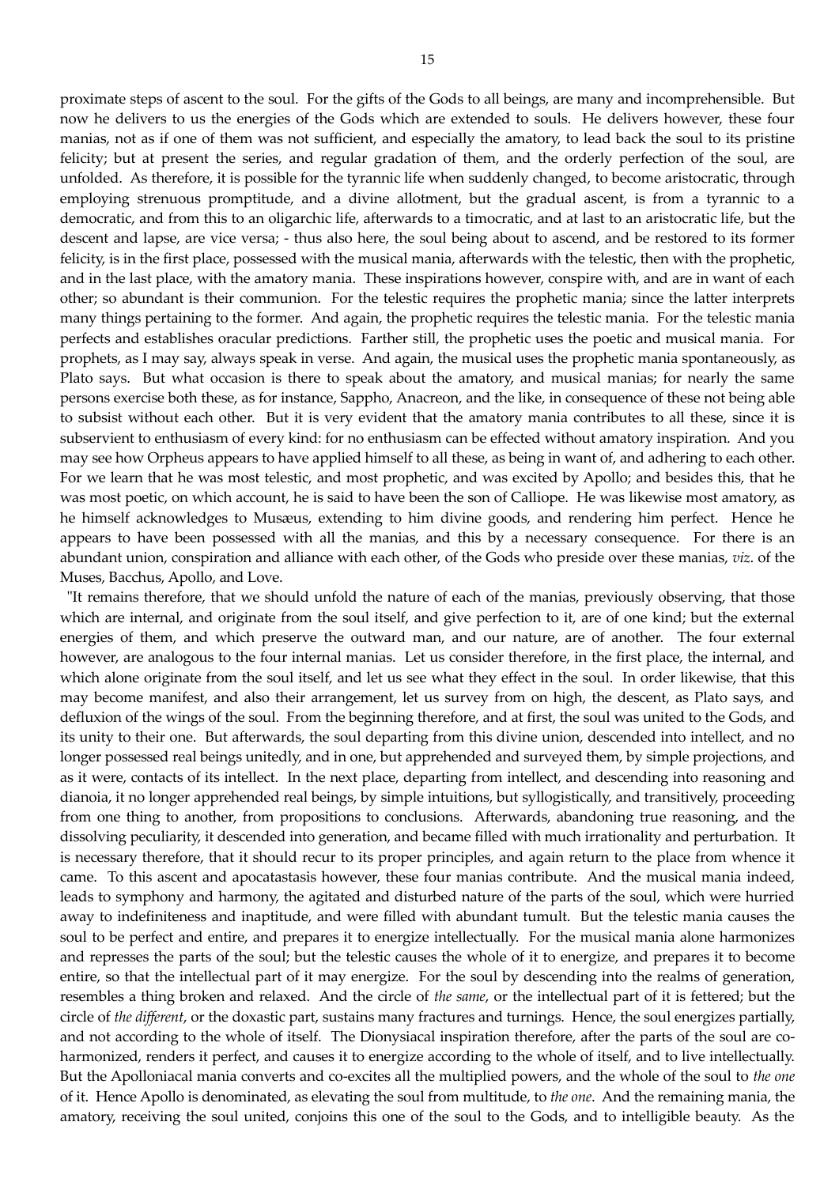proximate steps of ascent to the soul. For the gifts of the Gods to all beings, are many and incomprehensible. But now he delivers to us the energies of the Gods which are extended to souls. He delivers however, these four manias, not as if one of them was not sufficient, and especially the amatory, to lead back the soul to its pristine felicity; but at present the series, and regular gradation of them, and the orderly perfection of the soul, are unfolded. As therefore, it is possible for the tyrannic life when suddenly changed, to become aristocratic, through employing strenuous promptitude, and a divine allotment, but the gradual ascent, is from a tyrannic to a democratic, and from this to an oligarchic life, afterwards to a timocratic, and at last to an aristocratic life, but the descent and lapse, are vice versa; - thus also here, the soul being about to ascend, and be restored to its former felicity, is in the first place, possessed with the musical mania, afterwards with the telestic, then with the prophetic, and in the last place, with the amatory mania. These inspirations however, conspire with, and are in want of each other; so abundant is their communion. For the telestic requires the prophetic mania; since the latter interprets many things pertaining to the former. And again, the prophetic requires the telestic mania. For the telestic mania perfects and establishes oracular predictions. Farther still, the prophetic uses the poetic and musical mania. For prophets, as I may say, always speak in verse. And again, the musical uses the prophetic mania spontaneously, as Plato says. But what occasion is there to speak about the amatory, and musical manias; for nearly the same persons exercise both these, as for instance, Sappho, Anacreon, and the like, in consequence of these not being able to subsist without each other. But it is very evident that the amatory mania contributes to all these, since it is subservient to enthusiasm of every kind: for no enthusiasm can be effected without amatory inspiration. And you may see how Orpheus appears to have applied himself to all these, as being in want of, and adhering to each other. For we learn that he was most telestic, and most prophetic, and was excited by Apollo; and besides this, that he was most poetic, on which account, he is said to have been the son of Calliope. He was likewise most amatory, as he himself acknowledges to Musæus, extending to him divine goods, and rendering him perfect. Hence he appears to have been possessed with all the manias, and this by a necessary consequence. For there is an abundant union, conspiration and alliance with each other, of the Gods who preside over these manias, *viz*. of the Muses, Bacchus, Apollo, and Love.

"It remains therefore, that we should unfold the nature of each of the manias, previously observing, that those which are internal, and originate from the soul itself, and give perfection to it, are of one kind; but the external energies of them, and which preserve the outward man, and our nature, are of another. The four external however, are analogous to the four internal manias. Let us consider therefore, in the first place, the internal, and which alone originate from the soul itself, and let us see what they effect in the soul. In order likewise, that this may become manifest, and also their arrangement, let us survey from on high, the descent, as Plato says, and defluxion of the wings of the soul. From the beginning therefore, and at first, the soul was united to the Gods, and its unity to their one. But afterwards, the soul departing from this divine union, descended into intellect, and no longer possessed real beings unitedly, and in one, but apprehended and surveyed them, by simple projections, and as it were, contacts of its intellect. In the next place, departing from intellect, and descending into reasoning and dianoia, it no longer apprehended real beings, by simple intuitions, but syllogistically, and transitively, proceeding from one thing to another, from propositions to conclusions. Afterwards, abandoning true reasoning, and the dissolving peculiarity, it descended into generation, and became filled with much irrationality and perturbation. It is necessary therefore, that it should recur to its proper principles, and again return to the place from whence it came. To this ascent and apocatastasis however, these four manias contribute. And the musical mania indeed, leads to symphony and harmony, the agitated and disturbed nature of the parts of the soul, which were hurried away to indefiniteness and inaptitude, and were filled with abundant tumult. But the telestic mania causes the soul to be perfect and entire, and prepares it to energize intellectually. For the musical mania alone harmonizes and represses the parts of the soul; but the telestic causes the whole of it to energize, and prepares it to become entire, so that the intellectual part of it may energize. For the soul by descending into the realms of generation, resembles a thing broken and relaxed. And the circle of *the same*, or the intellectual part of it is fettered; but the circle of *the different*, or the doxastic part, sustains many fractures and turnings. Hence, the soul energizes partially, and not according to the whole of itself. The Dionysiacal inspiration therefore, after the parts of the soul are co-harmonized, renders it perfect, and causes it to energize according to the whole of itself, and to live intellectually. But the Apolloniacal mania converts and co-excites all the multiplied powers, and the whole of the soul to *the one* of it. Hence Apollo is denominated, as elevating the soul from multitude, to *the one*. And the remaining mania, the amatory, receiving the soul united, conjoins this one of the soul to the Gods, and to intelligible beauty. As the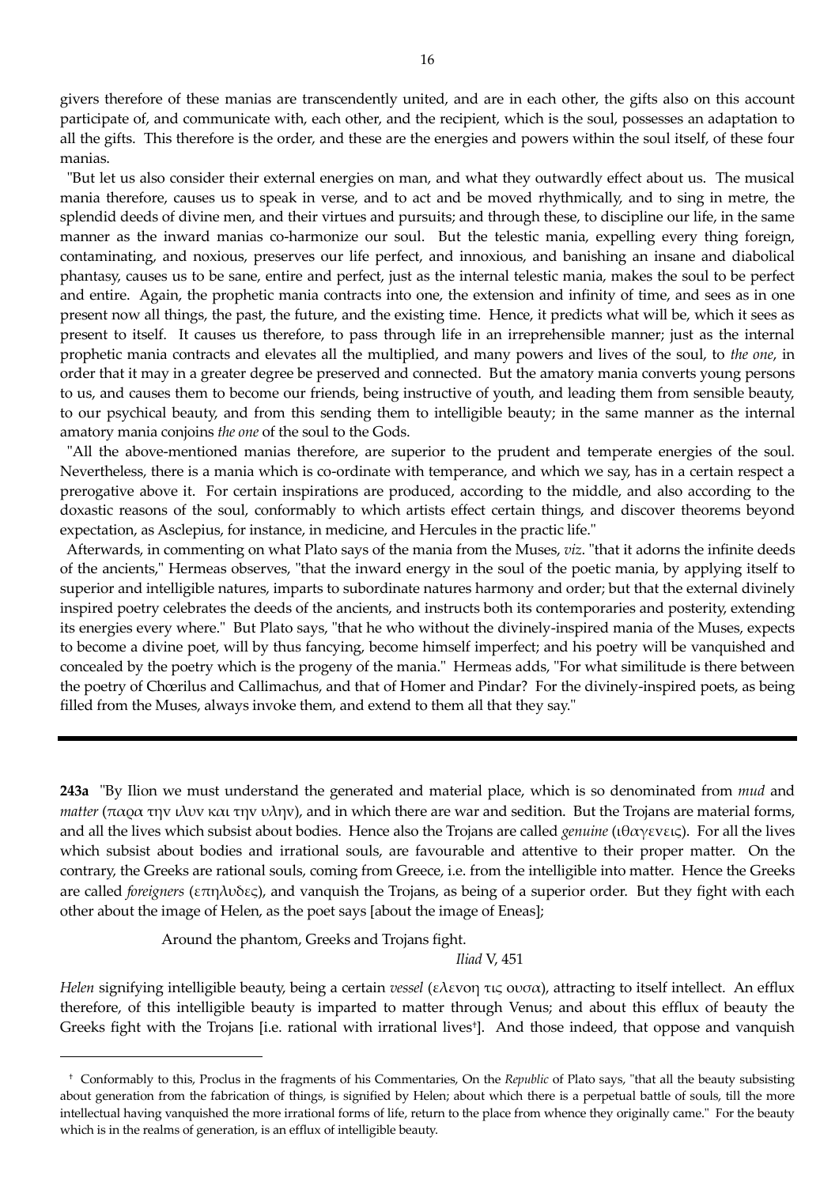givers therefore of these manias are transcendently united, and are in each other, the gifts also on this account participate of, and communicate with, each other, and the recipient, which is the soul, possesses an adaptation to all the gifts. This therefore is the order, and these are the energies and powers within the soul itself, of these four manias.

"But let us also consider their external energies on man, and what they outwardly effect about us. The musical mania therefore, causes us to speak in verse, and to act and be moved rhythmically, and to sing in metre, the splendid deeds of divine men, and their virtues and pursuits; and through these, to discipline our life, in the same manner as the inward manias co-harmonize our soul. But the telestic mania, expelling every thing foreign, contaminating, and noxious, preserves our life perfect, and innoxious, and banishing an insane and diabolical phantasy, causes us to be sane, entire and perfect, just as the internal telestic mania, makes the soul to be perfect and entire. Again, the prophetic mania contracts into one, the extension and infinity of time, and sees as in one present now all things, the past, the future, and the existing time. Hence, it predicts what will be, which it sees as present to itself. It causes us therefore, to pass through life in an irreprehensible manner; just as the internal prophetic mania contracts and elevates all the multiplied, and many powers and lives of the soul, to *the one*, in order that it may in a greater degree be preserved and connected. But the amatory mania converts young persons to us, and causes them to become our friends, being instructive of youth, and leading them from sensible beauty, to our psychical beauty, and from this sending them to intelligible beauty; in the same manner as the internal amatory mania conjoins *the one* of the soul to the Gods.

"All the above-mentioned manias therefore, are superior to the prudent and temperate energies of the soul. Nevertheless, there is a mania which is co-ordinate with temperance, and which we say, has in a certain respect a prerogative above it. For certain inspirations are produced, according to the middle, and also according to the doxastic reasons of the soul, conformably to which artists effect certain things, and discover theorems beyond expectation, as Asclepius, for instance, in medicine, and Hercules in the practic life."

Afterwards, in commenting on what Plato says of the mania from the Muses, *viz*. "that it adorns the infinite deeds of the ancients," Hermeas observes, "that the inward energy in the soul of the poetic mania, by applying itself to superior and intelligible natures, imparts to subordinate natures harmony and order; but that the external divinely inspired poetry celebrates the deeds of the ancients, and instructs both its contemporaries and posterity, extending its energies every where." But Plato says, "that he who without the divinely-inspired mania of the Muses, expects to become a divine poet, will by thus fancying, become himself imperfect; and his poetry will be vanquished and concealed by the poetry which is the progeny of the mania." Hermeas adds, "For what similitude is there between the poetry of Chœrilus and Callimachus, and that of Homer and Pindar? For the divinely-inspired poets, as being filled from the Muses, always invoke them, and extend to them all that they say."

---

**243a** "By Ilion we must understand the generated and material place, which is so denominated from *mud* and *matter* (παρα την ιλυν και την υλην), and in which there are war and sedition. But the Trojans are material forms, and all the lives which subsist about bodies. Hence also the Trojans are called *genuine* (ιθαγενεις). For all the lives which subsist about bodies and irrational souls, are favourable and attentive to their proper matter. On the contrary, the Greeks are rational souls, coming from Greece, i.e. from the intelligible into matter. Hence the Greeks are called *foreigners* (επηλυδες), and vanquish the Trojans, as being of a superior order. But they fight with each other about the image of Helen, as the poet says [about the image of Eneas];

> Around the phantom, Greeks and Trojans fight.
>
> *Iliad* V, 451

*Helen* signifying intelligible beauty, being a certain *vessel* (ελενοη τις ουσα), attracting to itself intellect. An efflux therefore, of this intelligible beauty is imparted to matter through Venus; and about this efflux of beauty the Greeks fight with the Trojans [i.e. rational with irrational lives†]. And those indeed, that oppose and vanquish

† Conformably to this, Proclus in the fragments of his Commentaries, On the *Republic* of Plato says, "that all the beauty subsisting about generation from the fabrication of things, is signified by Helen; about which there is a perpetual battle of souls, till the more intellectual having vanquished the more irrational forms of life, return to the place from whence they originally came." For the beauty which is in the realms of generation, is an efflux of intelligible beauty.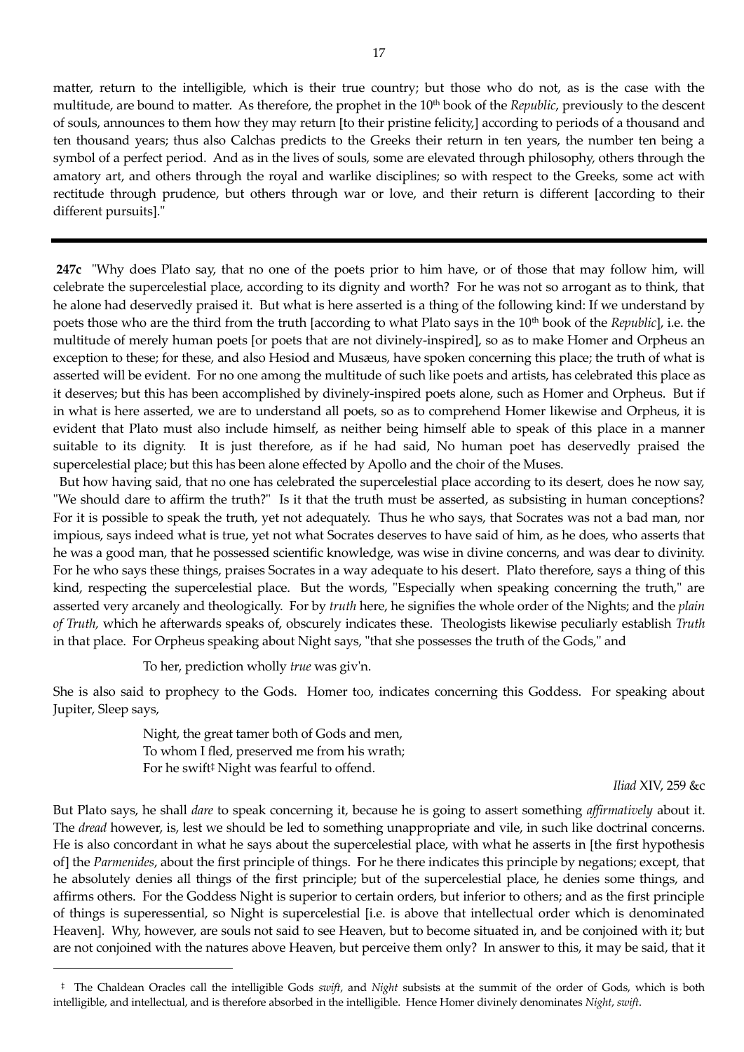matter, return to the intelligible, which is their true country; but those who do not, as is the case with the multitude, are bound to matter. As therefore, the prophet in the 10th book of the *Republic*, previously to the descent of souls, announces to them how they may return [to their pristine felicity,] according to periods of a thousand and ten thousand years; thus also Calchas predicts to the Greeks their return in ten years, the number ten being a symbol of a perfect period. And as in the lives of souls, some are elevated through philosophy, others through the amatory art, and others through the royal and warlike disciplines; so with respect to the Greeks, some act with rectitude through prudence, but others through war or love, and their return is different [according to their different pursuits]."

---

**247c** "Why does Plato say, that no one of the poets prior to him have, or of those that may follow him, will celebrate the supercelestial place, according to its dignity and worth? For he was not so arrogant as to think, that he alone had deservedly praised it. But what is here asserted is a thing of the following kind: If we understand by poets those who are the third from the truth [according to what Plato says in the 10th book of the *Republic*], i.e. the multitude of merely human poets [or poets that are not divinely-inspired], so as to make Homer and Orpheus an exception to these; for these, and also Hesiod and Musæus, have spoken concerning this place; the truth of what is asserted will be evident. For no one among the multitude of such like poets and artists, has celebrated this place as it deserves; but this has been accomplished by divinely-inspired poets alone, such as Homer and Orpheus. But if in what is here asserted, we are to understand all poets, so as to comprehend Homer likewise and Orpheus, it is evident that Plato must also include himself, as neither being himself able to speak of this place in a manner suitable to its dignity. It is just therefore, as if he had said, No human poet has deservedly praised the supercelestial place; but this has been alone effected by Apollo and the choir of the Muses.

But how having said, that no one has celebrated the supercelestial place according to its desert, does he now say, "We should dare to affirm the truth?" Is it that the truth must be asserted, as subsisting in human conceptions? For it is possible to speak the truth, yet not adequately. Thus he who says, that Socrates was not a bad man, nor impious, says indeed what is true, yet not what Socrates deserves to have said of him, as he does, who asserts that he was a good man, that he possessed scientific knowledge, was wise in divine concerns, and was dear to divinity. For he who says these things, praises Socrates in a way adequate to his desert. Plato therefore, says a thing of this kind, respecting the supercelestial place. But the words, "Especially when speaking concerning the truth," are asserted very arcanely and theologically. For by *truth* here, he signifies the whole order of the Nights; and the *plain of Truth,* which he afterwards speaks of, obscurely indicates these. Theologists likewise peculiarly establish *Truth* in that place. For Orpheus speaking about Night says, "that she possesses the truth of the Gods," and

> To her, prediction wholly *true* was giv'n.

She is also said to prophecy to the Gods. Homer too, indicates concerning this Goddess. For speaking about Jupiter, Sleep says,

> Night, the great tamer both of Gods and men,
> To whom I fled, preserved me from his wrath;
> For he swift[‡] Night was fearful to offend.
>
> *Iliad* XIV, 259 &c

But Plato says, he shall *dare* to speak concerning it, because he is going to assert something *affirmatively* about it. The *dread* however, is, lest we should be led to something unappropriate and vile, in such like doctrinal concerns. He is also concordant in what he says about the supercelestial place, with what he asserts in [the first hypothesis of] the *Parmenides*, about the first principle of things. For he there indicates this principle by negations; except, that he absolutely denies all things of the first principle; but of the supercelestial place, he denies some things, and affirms others. For the Goddess Night is superior to certain orders, but inferior to others; and as the first principle of things is superessential, so Night is supercelestial [i.e. is above that intellectual order which is denominated Heaven]. Why, however, are souls not said to see Heaven, but to become situated in, and be conjoined with it; but are not conjoined with the natures above Heaven, but perceive them only? In answer to this, it may be said, that it

---

[‡] The Chaldean Oracles call the intelligible Gods *swift*, and *Night* subsists at the summit of the order of Gods, which is both intelligible, and intellectual, and is therefore absorbed in the intelligible. Hence Homer divinely denominates *Night*, *swift*.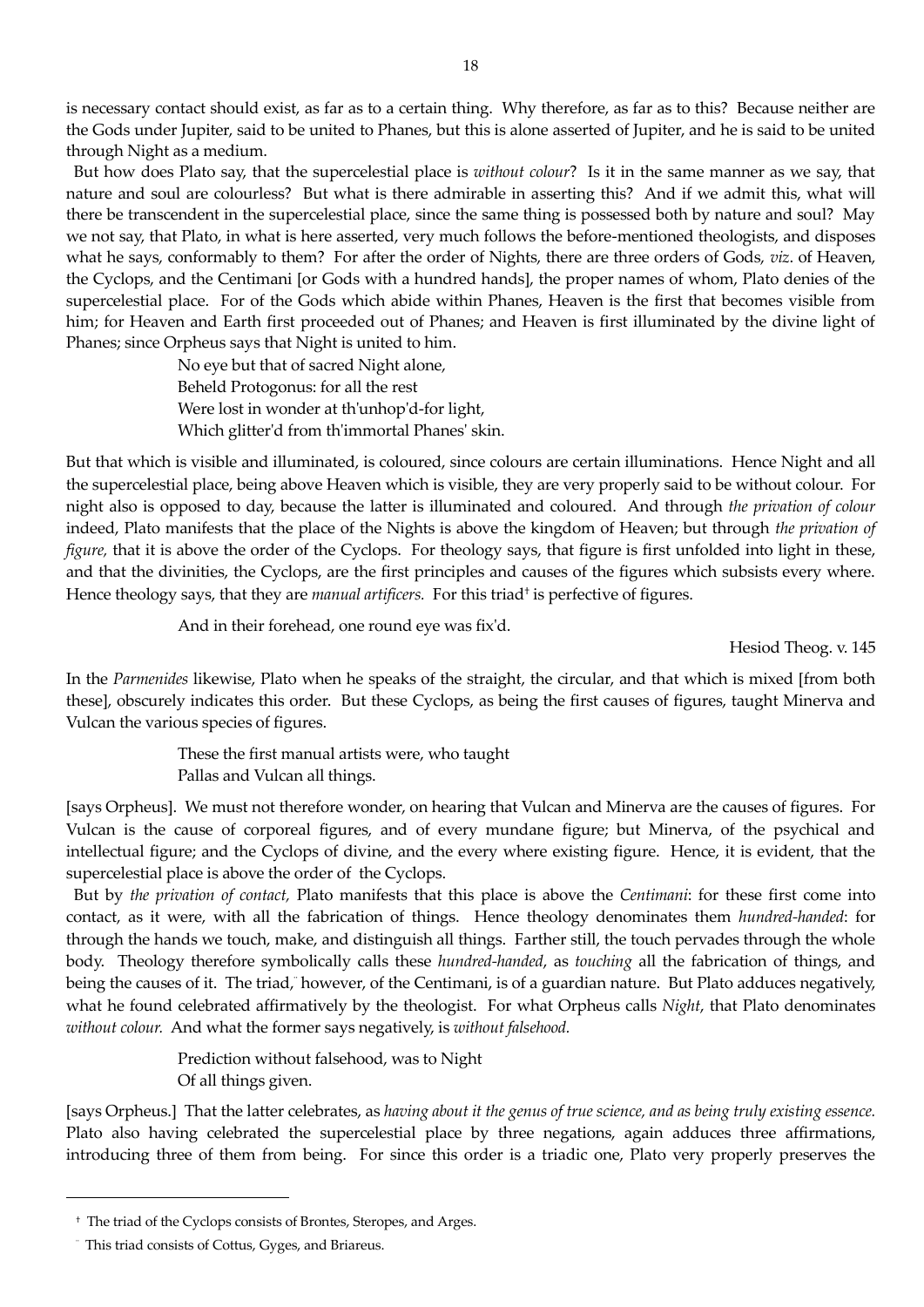is necessary contact should exist, as far as to a certain thing. Why therefore, as far as to this? Because neither are the Gods under Jupiter, said to be united to Phanes, but this is alone asserted of Jupiter, and he is said to be united through Night as a medium.

But how does Plato say, that the supercelestial place is *without colour*? Is it in the same manner as we say, that nature and soul are colourless? But what is there admirable in asserting this? And if we admit this, what will there be transcendent in the supercelestial place, since the same thing is possessed both by nature and soul? May we not say, that Plato, in what is here asserted, very much follows the before-mentioned theologists, and disposes what he says, conformably to them? For after the order of Nights, there are three orders of Gods, *viz*. of Heaven, the Cyclops, and the Centimani [or Gods with a hundred hands], the proper names of whom, Plato denies of the supercelestial place. For of the Gods which abide within Phanes, Heaven is the first that becomes visible from him; for Heaven and Earth first proceeded out of Phanes; and Heaven is first illuminated by the divine light of Phanes; since Orpheus says that Night is united to him.

> No eye but that of sacred Night alone,
> Beheld Protogonus: for all the rest
> Were lost in wonder at th'unhop'd-for light,
> Which glitter'd from th'immortal Phanes' skin.

But that which is visible and illuminated, is coloured, since colours are certain illuminations. Hence Night and all the supercelestial place, being above Heaven which is visible, they are very properly said to be without colour. For night also is opposed to day, because the latter is illuminated and coloured. And through *the privation of colour* indeed, Plato manifests that the place of the Nights is above the kingdom of Heaven; but through *the privation of figure,* that it is above the order of the Cyclops. For theology says, that figure is first unfolded into light in these, and that the divinities, the Cyclops, are the first principles and causes of the figures which subsists every where. Hence theology says, that they are *manual artificers.* For this triad† is perfective of figures.

> And in their forehead, one round eye was fix'd.
>
> Hesiod Theog. v. 145

In the *Parmenides* likewise, Plato when he speaks of the straight, the circular, and that which is mixed [from both these], obscurely indicates this order. But these Cyclops, as being the first causes of figures, taught Minerva and Vulcan the various species of figures.

> These the first manual artists were, who taught
> Pallas and Vulcan all things.

[says Orpheus]. We must not therefore wonder, on hearing that Vulcan and Minerva are the causes of figures. For Vulcan is the cause of corporeal figures, and of every mundane figure; but Minerva, of the psychical and intellectual figure; and the Cyclops of divine, and the every where existing figure. Hence, it is evident, that the supercelestial place is above the order of the Cyclops.

But by *the privation of contact,* Plato manifests that this place is above the *Centimani*: for these first come into contact, as it were, with all the fabrication of things. Hence theology denominates them *hundred-handed*: for through the hands we touch, make, and distinguish all things. Farther still, the touch pervades through the whole body. Theology therefore symbolically calls these *hundred-handed*, as *touching* all the fabrication of things, and being the causes of it. The triad,‡ however, of the Centimani, is of a guardian nature. But Plato adduces negatively, what he found celebrated affirmatively by the theologist. For what Orpheus calls *Night*, that Plato denominates *without colour.* And what the former says negatively, is *without falsehood.*

> Prediction without falsehood, was to Night
> Of all things given.

[says Orpheus.] That the latter celebrates, as *having about it the genus of true science, and as being truly existing essence.* Plato also having celebrated the supercelestial place by three negations, again adduces three affirmations, introducing three of them from being. For since this order is a triadic one, Plato very properly preserves the

---

† The triad of the Cyclops consists of Brontes, Steropes, and Arges.

‡ This triad consists of Cottus, Gyges, and Briareus.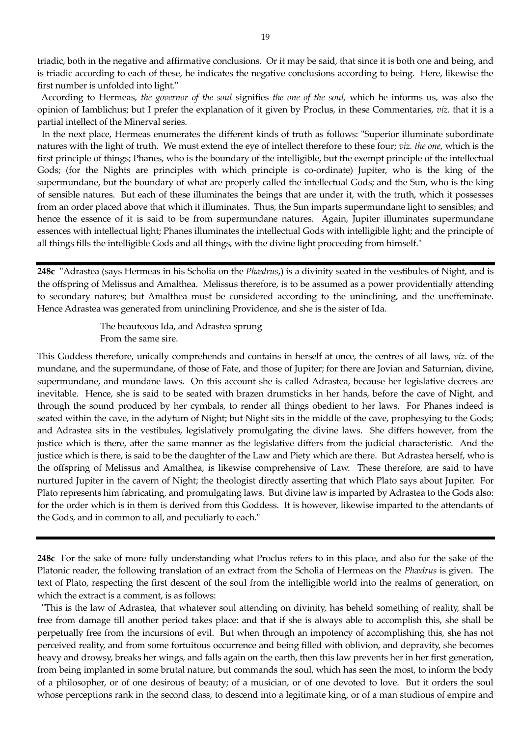triadic, both in the negative and affirmative conclusions. Or it may be said, that since it is both one and being, and is triadic according to each of these, he indicates the negative conclusions according to being. Here, likewise the first number is unfolded into light."

According to Hermeas, *the governor of the soul* signifies *the one of the soul,* which he informs us, was also the opinion of Iamblichus; but I prefer the explanation of it given by Proclus, in these Commentaries, *viz*. that it is a partial intellect of the Minerval series.

In the next place, Hermeas enumerates the different kinds of truth as follows: "Superior illuminate subordinate natures with the light of truth. We must extend the eye of intellect therefore to these four; *viz. the one*, which is the first principle of things; Phanes, who is the boundary of the intelligible, but the exempt principle of the intellectual Gods; (for the Nights are principles with which principle is co-ordinate) Jupiter, who is the king of the supermundane, but the boundary of what are properly called the intellectual Gods; and the Sun, who is the king of sensible natures. But each of these illuminates the beings that are under it, with the truth, which it possesses from an order placed above that which it illuminates. Thus, the Sun imparts supermundane light to sensibles; and hence the essence of it is said to be from supermundane natures. Again, Jupiter illuminates supermundane essences with intellectual light; Phanes illuminates the intellectual Gods with intelligible light; and the principle of all things fills the intelligible Gods and all things, with the divine light proceeding from himself."

---

**248c** "Adrastea (says Hermeas in his Scholia on the *Phædrus*,) is a divinity seated in the vestibules of Night, and is the offspring of Melissus and Amalthea. Melissus therefore, is to be assumed as a power providentially attending to secondary natures; but Amalthea must be considered according to the uninclining, and the uneffeminate. Hence Adrastea was generated from uninclining Providence, and she is the sister of Ida.

> The beauteous Ida, and Adrastea sprung
> From the same sire.

This Goddess therefore, unically comprehends and contains in herself at once, the centres of all laws, *viz*. of the mundane, and the supermundane, of those of Fate, and those of Jupiter; for there are Jovian and Saturnian, divine, supermundane, and mundane laws. On this account she is called Adrastea, because her legislative decrees are inevitable. Hence, she is said to be seated with brazen drumsticks in her hands, before the cave of Night, and through the sound produced by her cymbals, to render all things obedient to her laws. For Phanes indeed is seated within the cave, in the adytum of Night; but Night sits in the middle of the cave, prophesying to the Gods; and Adrastea sits in the vestibules, legislatively promulgating the divine laws. She differs however, from the justice which is there, after the same manner as the legislative differs from the judicial characteristic. And the justice which is there, is said to be the daughter of the Law and Piety which are there. But Adrastea herself, who is the offspring of Melissus and Amalthea, is likewise comprehensive of Law. These therefore, are said to have nurtured Jupiter in the cavern of Night; the theologist directly asserting that which Plato says about Jupiter. For Plato represents him fabricating, and promulgating laws. But divine law is imparted by Adrastea to the Gods also: for the order which is in them is derived from this Goddess. It is however, likewise imparted to the attendants of the Gods, and in common to all, and peculiarly to each."

---

**248c** For the sake of more fully understanding what Proclus refers to in this place, and also for the sake of the Platonic reader, the following translation of an extract from the Scholia of Hermeas on the *Phædrus* is given. The text of Plato, respecting the first descent of the soul from the intelligible world into the realms of generation, on which the extract is a comment, is as follows:

"This is the law of Adrastea, that whatever soul attending on divinity, has beheld something of reality, shall be free from damage till another period takes place: and that if she is always able to accomplish this, she shall be perpetually free from the incursions of evil. But when through an impotency of accomplishing this, she has not perceived reality, and from some fortuitous occurrence and being filled with oblivion, and depravity, she becomes heavy and drowsy, breaks her wings, and falls again on the earth, then this law prevents her in her first generation, from being implanted in some brutal nature, but commands the soul, which has seen the most, to inform the body of a philosopher, or of one desirous of beauty; of a musician, or of one devoted to love. But it orders the soul whose perceptions rank in the second class, to descend into a legitimate king, or of a man studious of empire and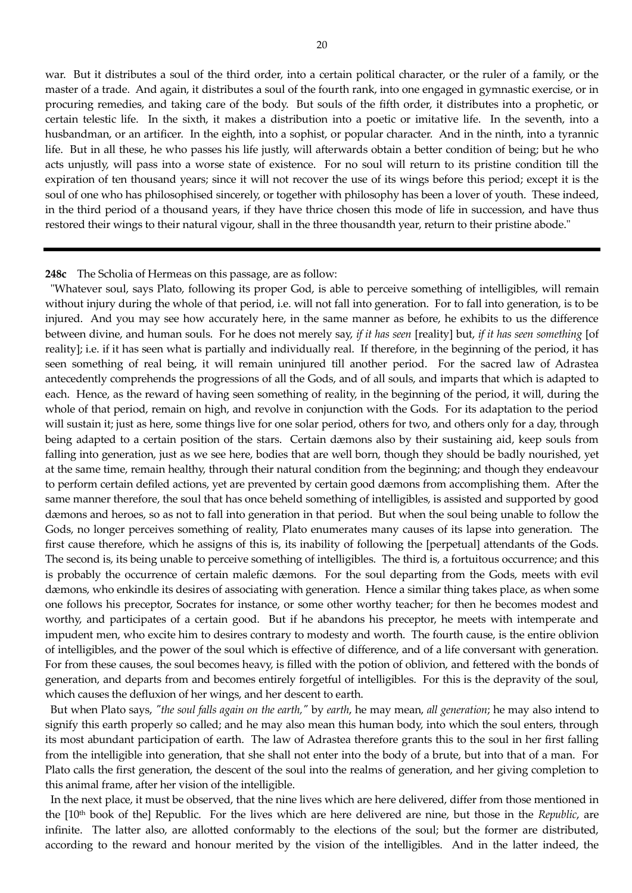war. But it distributes a soul of the third order, into a certain political character, or the ruler of a family, or the master of a trade. And again, it distributes a soul of the fourth rank, into one engaged in gymnastic exercise, or in procuring remedies, and taking care of the body. But souls of the fifth order, it distributes into a prophetic, or certain telestic life. In the sixth, it makes a distribution into a poetic or imitative life. In the seventh, into a husbandman, or an artificer. In the eighth, into a sophist, or popular character. And in the ninth, into a tyrannic life. But in all these, he who passes his life justly, will afterwards obtain a better condition of being; but he who acts unjustly, will pass into a worse state of existence. For no soul will return to its pristine condition till the expiration of ten thousand years; since it will not recover the use of its wings before this period; except it is the soul of one who has philosophised sincerely, or together with philosophy has been a lover of youth. These indeed, in the third period of a thousand years, if they have thrice chosen this mode of life in succession, and have thus restored their wings to their natural vigour, shall in the three thousandth year, return to their pristine abode."

---

**248c** The Scholia of Hermeas on this passage, are as follow:

"Whatever soul, says Plato, following its proper God, is able to perceive something of intelligibles, will remain without injury during the whole of that period, i.e. will not fall into generation. For to fall into generation, is to be injured. And you may see how accurately here, in the same manner as before, he exhibits to us the difference between divine, and human souls. For he does not merely say, *if it has seen* [reality] but, *if it has seen something* [of reality]; i.e. if it has seen what is partially and individually real. If therefore, in the beginning of the period, it has seen something of real being, it will remain uninjured till another period. For the sacred law of Adrastea antecedently comprehends the progressions of all the Gods, and of all souls, and imparts that which is adapted to each. Hence, as the reward of having seen something of reality, in the beginning of the period, it will, during the whole of that period, remain on high, and revolve in conjunction with the Gods. For its adaptation to the period will sustain it; just as here, some things live for one solar period, others for two, and others only for a day, through being adapted to a certain position of the stars. Certain dæmons also by their sustaining aid, keep souls from falling into generation, just as we see here, bodies that are well born, though they should be badly nourished, yet at the same time, remain healthy, through their natural condition from the beginning; and though they endeavour to perform certain defiled actions, yet are prevented by certain good dæmons from accomplishing them. After the same manner therefore, the soul that has once beheld something of intelligibles, is assisted and supported by good dæmons and heroes, so as not to fall into generation in that period. But when the soul being unable to follow the Gods, no longer perceives something of reality, Plato enumerates many causes of its lapse into generation. The first cause therefore, which he assigns of this is, its inability of following the [perpetual] attendants of the Gods. The second is, its being unable to perceive something of intelligibles. The third is, a fortuitous occurrence; and this is probably the occurrence of certain malefic dæmons. For the soul departing from the Gods, meets with evil dæmons, who enkindle its desires of associating with generation. Hence a similar thing takes place, as when some one follows his preceptor, Socrates for instance, or some other worthy teacher; for then he becomes modest and worthy, and participates of a certain good. But if he abandons his preceptor, he meets with intemperate and impudent men, who excite him to desires contrary to modesty and worth. The fourth cause, is the entire oblivion of intelligibles, and the power of the soul which is effective of difference, and of a life conversant with generation. For from these causes, the soul becomes heavy, is filled with the potion of oblivion, and fettered with the bonds of generation, and departs from and becomes entirely forgetful of intelligibles. For this is the depravity of the soul, which causes the defluxion of her wings, and her descent to earth.

But when Plato says, *"the soul falls again on the earth,"* by *earth*, he may mean, *all generation*; he may also intend to signify this earth properly so called; and he may also mean this human body, into which the soul enters, through its most abundant participation of earth. The law of Adrastea therefore grants this to the soul in her first falling from the intelligible into generation, that she shall not enter into the body of a brute, but into that of a man. For Plato calls the first generation, the descent of the soul into the realms of generation, and her giving completion to this animal frame, after her vision of the intelligible.

In the next place, it must be observed, that the nine lives which are here delivered, differ from those mentioned in the [10th book of the] Republic. For the lives which are here delivered are nine, but those in the *Republic*, are infinite. The latter also, are allotted conformably to the elections of the soul; but the former are distributed, according to the reward and honour merited by the vision of the intelligibles. And in the latter indeed, the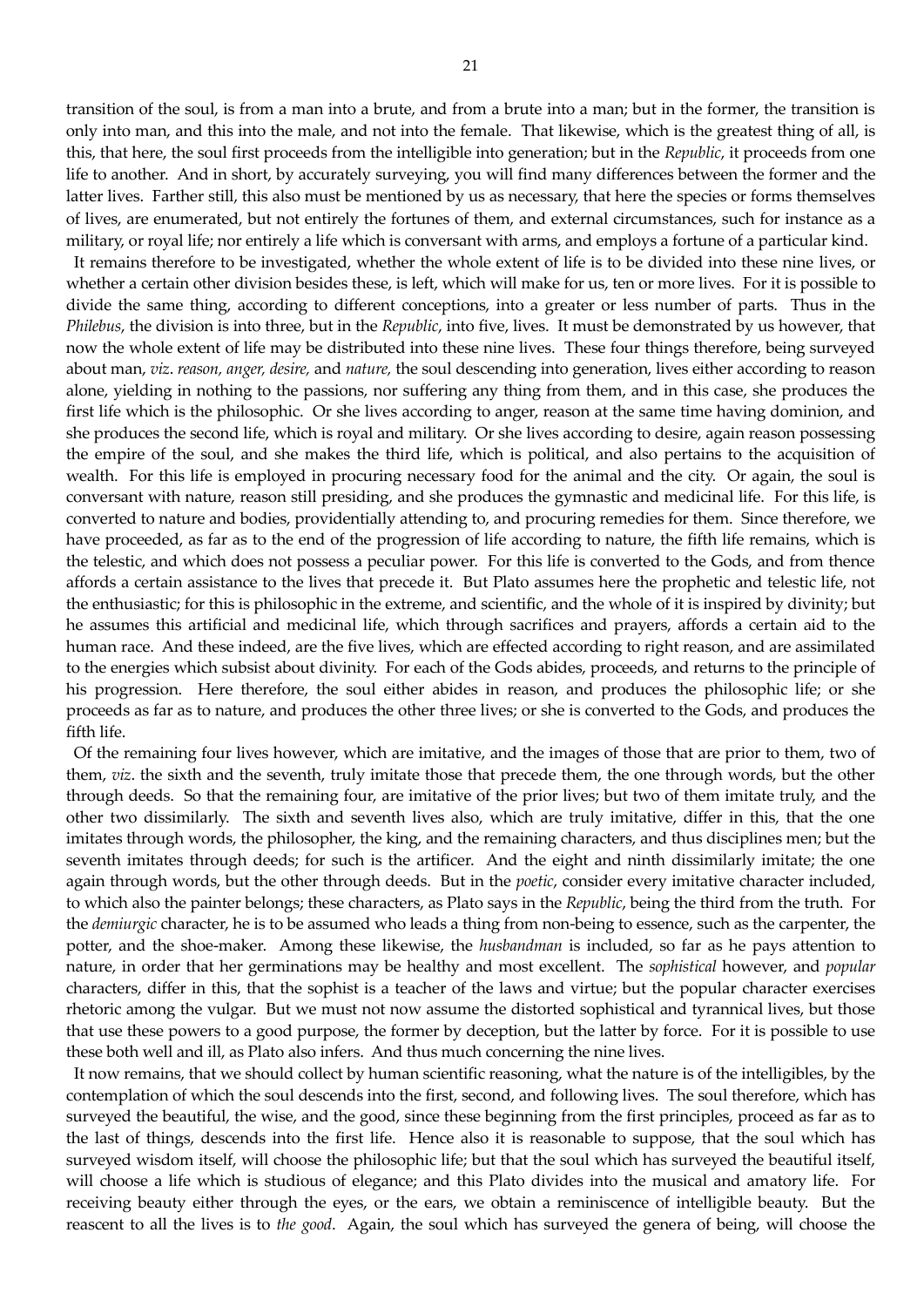transition of the soul, is from a man into a brute, and from a brute into a man; but in the former, the transition is only into man, and this into the male, and not into the female. That likewise, which is the greatest thing of all, is this, that here, the soul first proceeds from the intelligible into generation; but in the *Republic*, it proceeds from one life to another. And in short, by accurately surveying, you will find many differences between the former and the latter lives. Farther still, this also must be mentioned by us as necessary, that here the species or forms themselves of lives, are enumerated, but not entirely the fortunes of them, and external circumstances, such for instance as a military, or royal life; nor entirely a life which is conversant with arms, and employs a fortune of a particular kind.

It remains therefore to be investigated, whether the whole extent of life is to be divided into these nine lives, or whether a certain other division besides these, is left, which will make for us, ten or more lives. For it is possible to divide the same thing, according to different conceptions, into a greater or less number of parts. Thus in the *Philebus*, the division is into three, but in the *Republic*, into five, lives. It must be demonstrated by us however, that now the whole extent of life may be distributed into these nine lives. These four things therefore, being surveyed about man, *viz*. *reason, anger, desire,* and *nature,* the soul descending into generation, lives either according to reason alone, yielding in nothing to the passions, nor suffering any thing from them, and in this case, she produces the first life which is the philosophic. Or she lives according to anger, reason at the same time having dominion, and she produces the second life, which is royal and military. Or she lives according to desire, again reason possessing the empire of the soul, and she makes the third life, which is political, and also pertains to the acquisition of wealth. For this life is employed in procuring necessary food for the animal and the city. Or again, the soul is conversant with nature, reason still presiding, and she produces the gymnastic and medicinal life. For this life, is converted to nature and bodies, providentially attending to, and procuring remedies for them. Since therefore, we have proceeded, as far as to the end of the progression of life according to nature, the fifth life remains, which is the telestic, and which does not possess a peculiar power. For this life is converted to the Gods, and from thence affords a certain assistance to the lives that precede it. But Plato assumes here the prophetic and telestic life, not the enthusiastic; for this is philosophic in the extreme, and scientific, and the whole of it is inspired by divinity; but he assumes this artificial and medicinal life, which through sacrifices and prayers, affords a certain aid to the human race. And these indeed, are the five lives, which are effected according to right reason, and are assimilated to the energies which subsist about divinity. For each of the Gods abides, proceeds, and returns to the principle of his progression. Here therefore, the soul either abides in reason, and produces the philosophic life; or she proceeds as far as to nature, and produces the other three lives; or she is converted to the Gods, and produces the fifth life.

Of the remaining four lives however, which are imitative, and the images of those that are prior to them, two of them, *viz*. the sixth and the seventh, truly imitate those that precede them, the one through words, but the other through deeds. So that the remaining four, are imitative of the prior lives; but two of them imitate truly, and the other two dissimilarly. The sixth and seventh lives also, which are truly imitative, differ in this, that the one imitates through words, the philosopher, the king, and the remaining characters, and thus disciplines men; but the seventh imitates through deeds; for such is the artificer. And the eight and ninth dissimilarly imitate; the one again through words, but the other through deeds. But in the *poetic*, consider every imitative character included, to which also the painter belongs; these characters, as Plato says in the *Republic*, being the third from the truth. For the *demiurgic* character, he is to be assumed who leads a thing from non-being to essence, such as the carpenter, the potter, and the shoe-maker. Among these likewise, the *husbandman* is included, so far as he pays attention to nature, in order that her germinations may be healthy and most excellent. The *sophistical* however, and *popular* characters, differ in this, that the sophist is a teacher of the laws and virtue; but the popular character exercises rhetoric among the vulgar. But we must not now assume the distorted sophistical and tyrannical lives, but those that use these powers to a good purpose, the former by deception, but the latter by force. For it is possible to use these both well and ill, as Plato also infers. And thus much concerning the nine lives.

It now remains, that we should collect by human scientific reasoning, what the nature is of the intelligibles, by the contemplation of which the soul descends into the first, second, and following lives. The soul therefore, which has surveyed the beautiful, the wise, and the good, since these beginning from the first principles, proceed as far as to the last of things, descends into the first life. Hence also it is reasonable to suppose, that the soul which has surveyed wisdom itself, will choose the philosophic life; but that the soul which has surveyed the beautiful itself, will choose a life which is studious of elegance; and this Plato divides into the musical and amatory life. For receiving beauty either through the eyes, or the ears, we obtain a reminiscence of intelligible beauty. But the reascent to all the lives is to *the good*. Again, the soul which has surveyed the genera of being, will choose the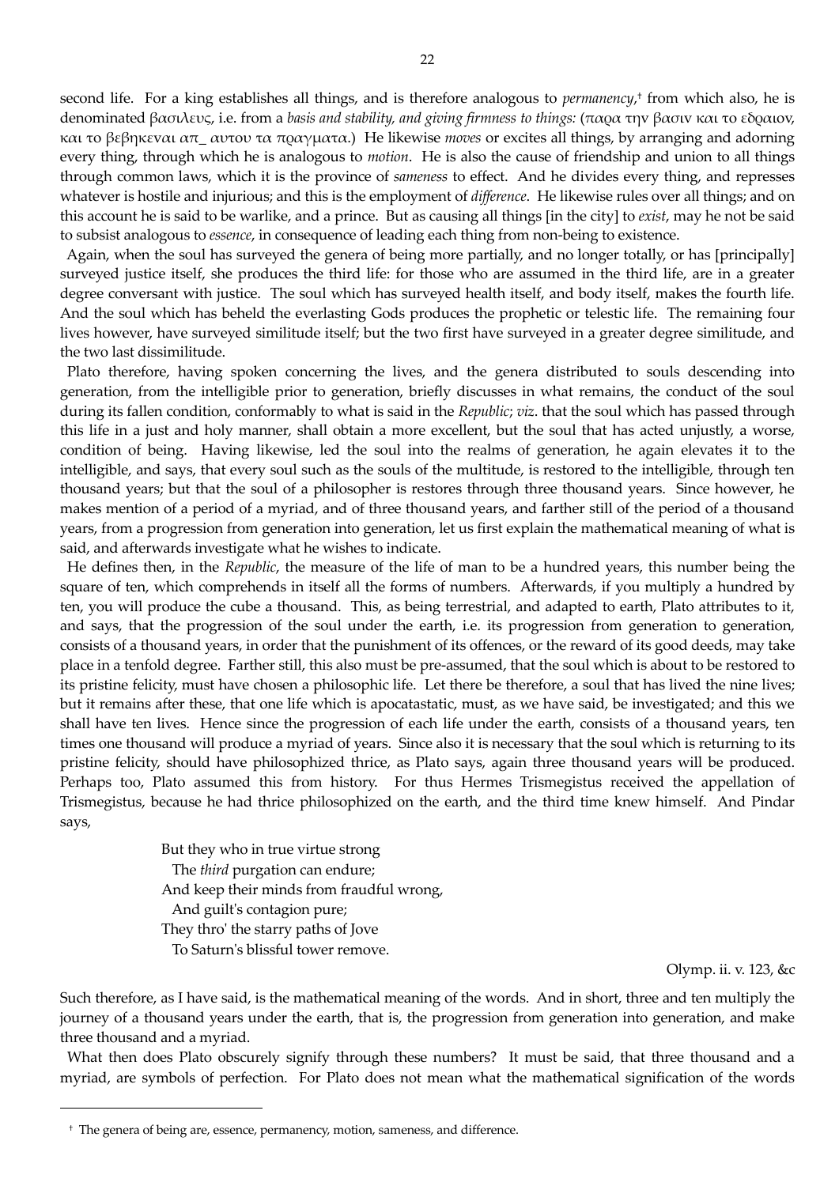second life. For a king establishes all things, and is therefore analogous to *permanency*,[†] from which also, he is denominated βασιλευς, i.e. from a *basis and stability, and giving firmness to things:* (παρα την βασιν και το εδραιον, και το βεβηκεναι απ_ αυτου τα πραγματα.) He likewise *moves* or excites all things, by arranging and adorning every thing, through which he is analogous to *motion*. He is also the cause of friendship and union to all things through common laws, which it is the province of *sameness* to effect. And he divides every thing, and represses whatever is hostile and injurious; and this is the employment of *difference*. He likewise rules over all things; and on this account he is said to be warlike, and a prince. But as causing all things [in the city] to *exist*, may he not be said to subsist analogous to *essence*, in consequence of leading each thing from non-being to existence.

Again, when the soul has surveyed the genera of being more partially, and no longer totally, or has [principally] surveyed justice itself, she produces the third life: for those who are assumed in the third life, are in a greater degree conversant with justice. The soul which has surveyed health itself, and body itself, makes the fourth life. And the soul which has beheld the everlasting Gods produces the prophetic or telestic life. The remaining four lives however, have surveyed similitude itself; but the two first have surveyed in a greater degree similitude, and the two last dissimilitude.

Plato therefore, having spoken concerning the lives, and the genera distributed to souls descending into generation, from the intelligible prior to generation, briefly discusses in what remains, the conduct of the soul during its fallen condition, conformably to what is said in the *Republic*; *viz*. that the soul which has passed through this life in a just and holy manner, shall obtain a more excellent, but the soul that has acted unjustly, a worse, condition of being. Having likewise, led the soul into the realms of generation, he again elevates it to the intelligible, and says, that every soul such as the souls of the multitude, is restored to the intelligible, through ten thousand years; but that the soul of a philosopher is restores through three thousand years. Since however, he makes mention of a period of a myriad, and of three thousand years, and farther still of the period of a thousand years, from a progression from generation into generation, let us first explain the mathematical meaning of what is said, and afterwards investigate what he wishes to indicate.

He defines then, in the *Republic*, the measure of the life of man to be a hundred years, this number being the square of ten, which comprehends in itself all the forms of numbers. Afterwards, if you multiply a hundred by ten, you will produce the cube a thousand. This, as being terrestrial, and adapted to earth, Plato attributes to it, and says, that the progression of the soul under the earth, i.e. its progression from generation to generation, consists of a thousand years, in order that the punishment of its offences, or the reward of its good deeds, may take place in a tenfold degree. Farther still, this also must be pre-assumed, that the soul which is about to be restored to its pristine felicity, must have chosen a philosophic life. Let there be therefore, a soul that has lived the nine lives; but it remains after these, that one life which is apocatastatic, must, as we have said, be investigated; and this we shall have ten lives. Hence since the progression of each life under the earth, consists of a thousand years, ten times one thousand will produce a myriad of years. Since also it is necessary that the soul which is returning to its pristine felicity, should have philosophized thrice, as Plato says, again three thousand years will be produced. Perhaps too, Plato assumed this from history. For thus Hermes Trismegistus received the appellation of Trismegistus, because he had thrice philosophized on the earth, and the third time knew himself. And Pindar says,

> But they who in true virtue strong
> The *third* purgation can endure;
> And keep their minds from fraudful wrong,
> And guilt's contagion pure;
> They thro' the starry paths of Jove
> To Saturn's blissful tower remove.
>
> Olymp. ii. v. 123, &c

Such therefore, as I have said, is the mathematical meaning of the words. And in short, three and ten multiply the journey of a thousand years under the earth, that is, the progression from generation into generation, and make three thousand and a myriad.

What then does Plato obscurely signify through these numbers? It must be said, that three thousand and a myriad, are symbols of perfection. For Plato does not mean what the mathematical signification of the words

---

[†] The genera of being are, essence, permanency, motion, sameness, and difference.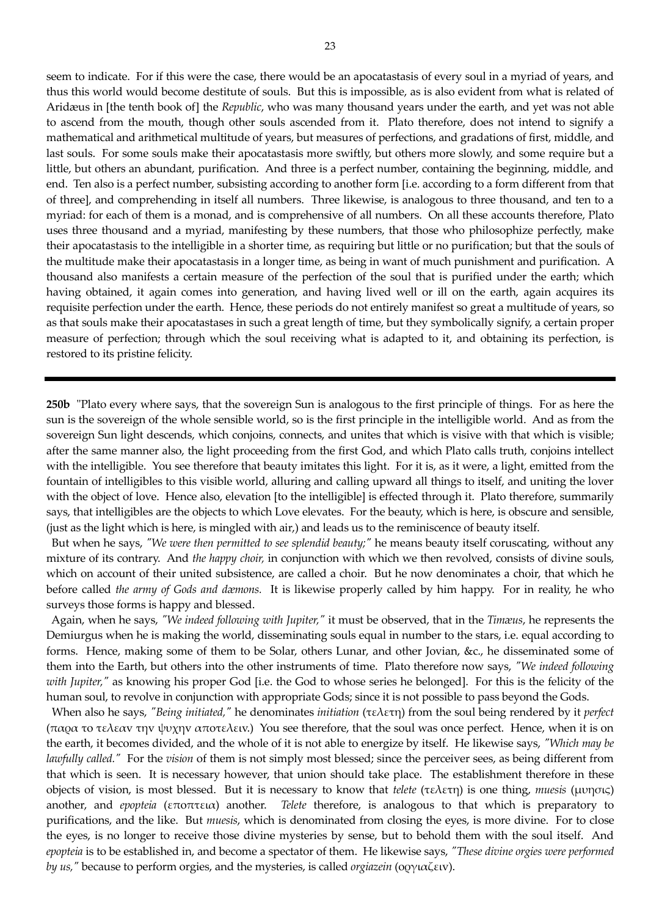seem to indicate. For if this were the case, there would be an apocatastasis of every soul in a myriad of years, and thus this world would become destitute of souls. But this is impossible, as is also evident from what is related of Aridæus in [the tenth book of] the *Republic*, who was many thousand years under the earth, and yet was not able to ascend from the mouth, though other souls ascended from it. Plato therefore, does not intend to signify a mathematical and arithmetical multitude of years, but measures of perfections, and gradations of first, middle, and last souls. For some souls make their apocatastasis more swiftly, but others more slowly, and some require but a little, but others an abundant, purification. And three is a perfect number, containing the beginning, middle, and end. Ten also is a perfect number, subsisting according to another form [i.e. according to a form different from that of three], and comprehending in itself all numbers. Three likewise, is analogous to three thousand, and ten to a myriad: for each of them is a monad, and is comprehensive of all numbers. On all these accounts therefore, Plato uses three thousand and a myriad, manifesting by these numbers, that those who philosophize perfectly, make their apocatastasis to the intelligible in a shorter time, as requiring but little or no purification; but that the souls of the multitude make their apocatastasis in a longer time, as being in want of much punishment and purification. A thousand also manifests a certain measure of the perfection of the soul that is purified under the earth; which having obtained, it again comes into generation, and having lived well or ill on the earth, again acquires its requisite perfection under the earth. Hence, these periods do not entirely manifest so great a multitude of years, so as that souls make their apocatastases in such a great length of time, but they symbolically signify, a certain proper measure of perfection; through which the soul receiving what is adapted to it, and obtaining its perfection, is restored to its pristine felicity.

---

**250b** "Plato every where says, that the sovereign Sun is analogous to the first principle of things. For as here the sun is the sovereign of the whole sensible world, so is the first principle in the intelligible world. And as from the sovereign Sun light descends, which conjoins, connects, and unites that which is visive with that which is visible; after the same manner also, the light proceeding from the first God, and which Plato calls truth, conjoins intellect with the intelligible. You see therefore that beauty imitates this light. For it is, as it were, a light, emitted from the fountain of intelligibles to this visible world, alluring and calling upward all things to itself, and uniting the lover with the object of love. Hence also, elevation [to the intelligible] is effected through it. Plato therefore, summarily says, that intelligibles are the objects to which Love elevates. For the beauty, which is here, is obscure and sensible, (just as the light which is here, is mingled with air,) and leads us to the reminiscence of beauty itself.

But when he says, *"We were then permitted to see splendid beauty;"* he means beauty itself coruscating, without any mixture of its contrary. And *the happy choir,* in conjunction with which we then revolved, consists of divine souls, which on account of their united subsistence, are called a choir. But he now denominates a choir, that which he before called *the army of Gods and dæmons.* It is likewise properly called by him happy. For in reality, he who surveys those forms is happy and blessed.

Again, when he says, *"We indeed following with Jupiter,"* it must be observed, that in the *Timæus*, he represents the Demiurgus when he is making the world, disseminating souls equal in number to the stars, i.e. equal according to forms. Hence, making some of them to be Solar, others Lunar, and other Jovian, &c., he disseminated some of them into the Earth, but others into the other instruments of time. Plato therefore now says, *"We indeed following with Jupiter,"* as knowing his proper God [i.e. the God to whose series he belonged]. For this is the felicity of the human soul, to revolve in conjunction with appropriate Gods; since it is not possible to pass beyond the Gods.

When also he says, *"Being initiated,"* he denominates *initiation* (τελετη) from the soul being rendered by it *perfect* (παρα το τελεαν την ψυχην αποτελειν.) You see therefore, that the soul was once perfect. Hence, when it is on the earth, it becomes divided, and the whole of it is not able to energize by itself. He likewise says, *"Which may be lawfully called."* For the *vision* of them is not simply most blessed; since the perceiver sees, as being different from that which is seen. It is necessary however, that union should take place. The establishment therefore in these objects of vision, is most blessed. But it is necessary to know that *telete* (τελετη) is one thing, *muesis* (μυησις) another, and *epopteia* (εποπτεια) another. *Telete* therefore, is analogous to that which is preparatory to purifications, and the like. But *muesis*, which is denominated from closing the eyes, is more divine. For to close the eyes, is no longer to receive those divine mysteries by sense, but to behold them with the soul itself. And *epopteia* is to be established in, and become a spectator of them. He likewise says, *"These divine orgies were performed by us,"* because to perform orgies, and the mysteries, is called *orgiazein* (οργιαζειν).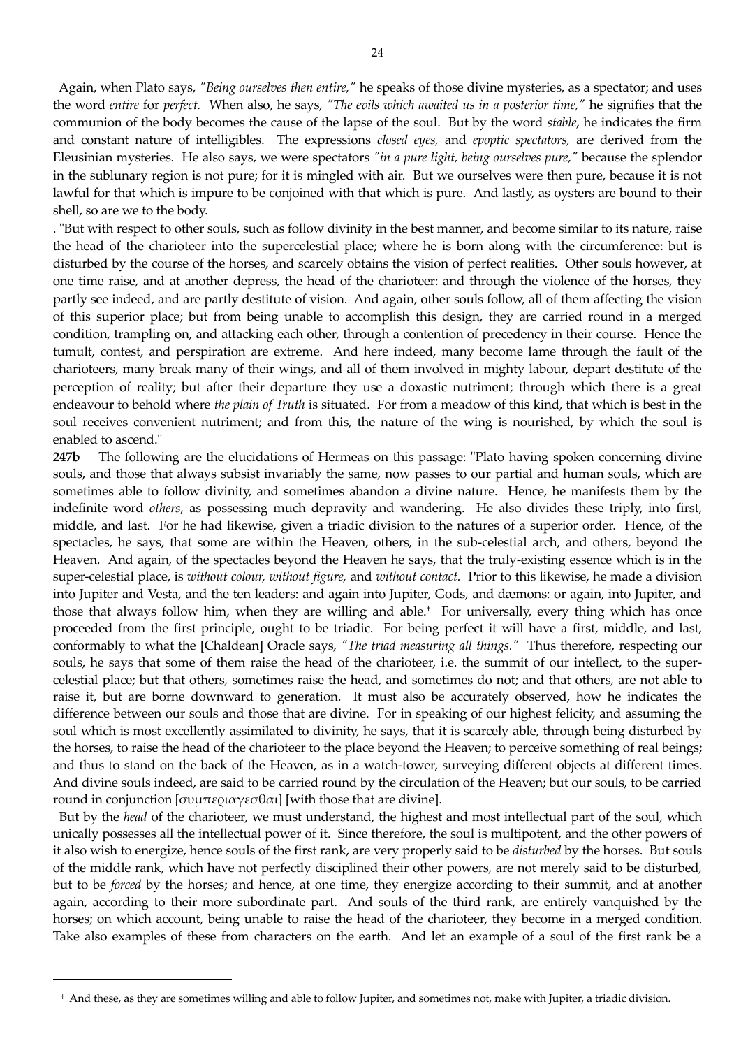Again, when Plato says, *"Being ourselves then entire,"* he speaks of those divine mysteries, as a spectator; and uses the word *entire* for *perfect.* When also, he says, *"The evils which awaited us in a posterior time,"* he signifies that the communion of the body becomes the cause of the lapse of the soul. But by the word *stable*, he indicates the firm and constant nature of intelligibles. The expressions *closed eyes,* and *epoptic spectators,* are derived from the Eleusinian mysteries. He also says, we were spectators *"in a pure light, being ourselves pure,"* because the splendor in the sublunary region is not pure; for it is mingled with air. But we ourselves were then pure, because it is not lawful for that which is impure to be conjoined with that which is pure. And lastly, as oysters are bound to their shell, so are we to the body.

. "But with respect to other souls, such as follow divinity in the best manner, and become similar to its nature, raise the head of the charioteer into the supercelestial place; where he is born along with the circumference: but is disturbed by the course of the horses, and scarcely obtains the vision of perfect realities. Other souls however, at one time raise, and at another depress, the head of the charioteer: and through the violence of the horses, they partly see indeed, and are partly destitute of vision. And again, other souls follow, all of them affecting the vision of this superior place; but from being unable to accomplish this design, they are carried round in a merged condition, trampling on, and attacking each other, through a contention of precedency in their course. Hence the tumult, contest, and perspiration are extreme. And here indeed, many become lame through the fault of the charioteers, many break many of their wings, and all of them involved in mighty labour, depart destitute of the perception of reality; but after their departure they use a doxastic nutriment; through which there is a great endeavour to behold where *the plain of Truth* is situated. For from a meadow of this kind, that which is best in the soul receives convenient nutriment; and from this, the nature of the wing is nourished, by which the soul is enabled to ascend."

**247b** The following are the elucidations of Hermeas on this passage: "Plato having spoken concerning divine souls, and those that always subsist invariably the same, now passes to our partial and human souls, which are sometimes able to follow divinity, and sometimes abandon a divine nature. Hence, he manifests them by the indefinite word *others*, as possessing much depravity and wandering. He also divides these triply, into first, middle, and last. For he had likewise, given a triadic division to the natures of a superior order. Hence, of the spectacles, he says, that some are within the Heaven, others, in the sub-celestial arch, and others, beyond the Heaven. And again, of the spectacles beyond the Heaven he says, that the truly-existing essence which is in the super-celestial place, is *without colour, without figure,* and *without contact.* Prior to this likewise, he made a division into Jupiter and Vesta, and the ten leaders: and again into Jupiter, Gods, and dæmons: or again, into Jupiter, and those that always follow him, when they are willing and able.[†] For universally, every thing which has once proceeded from the first principle, ought to be triadic. For being perfect it will have a first, middle, and last, conformably to what the [Chaldean] Oracle says, *"The triad measuring all things."* Thus therefore, respecting our souls, he says that some of them raise the head of the charioteer, i.e. the summit of our intellect, to the super-celestial place; but that others, sometimes raise the head, and sometimes do not; and that others, are not able to raise it, but are borne downward to generation. It must also be accurately observed, how he indicates the difference between our souls and those that are divine. For in speaking of our highest felicity, and assuming the soul which is most excellently assimilated to divinity, he says, that it is scarcely able, through being disturbed by the horses, to raise the head of the charioteer to the place beyond the Heaven; to perceive something of real beings; and thus to stand on the back of the Heaven, as in a watch-tower, surveying different objects at different times. And divine souls indeed, are said to be carried round by the circulation of the Heaven; but our souls, to be carried round in conjunction [συμπεριαγεσθαι] [with those that are divine].

But by the *head* of the charioteer, we must understand, the highest and most intellectual part of the soul, which unically possesses all the intellectual power of it. Since therefore, the soul is multipotent, and the other powers of it also wish to energize, hence souls of the first rank, are very properly said to be *disturbed* by the horses. But souls of the middle rank, which have not perfectly disciplined their other powers, are not merely said to be disturbed, but to be *forced* by the horses; and hence, at one time, they energize according to their summit, and at another again, according to their more subordinate part. And souls of the third rank, are entirely vanquished by the horses; on which account, being unable to raise the head of the charioteer, they become in a merged condition. Take also examples of these from characters on the earth. And let an example of a soul of the first rank be a

[†] And these, as they are sometimes willing and able to follow Jupiter, and sometimes not, make with Jupiter, a triadic division.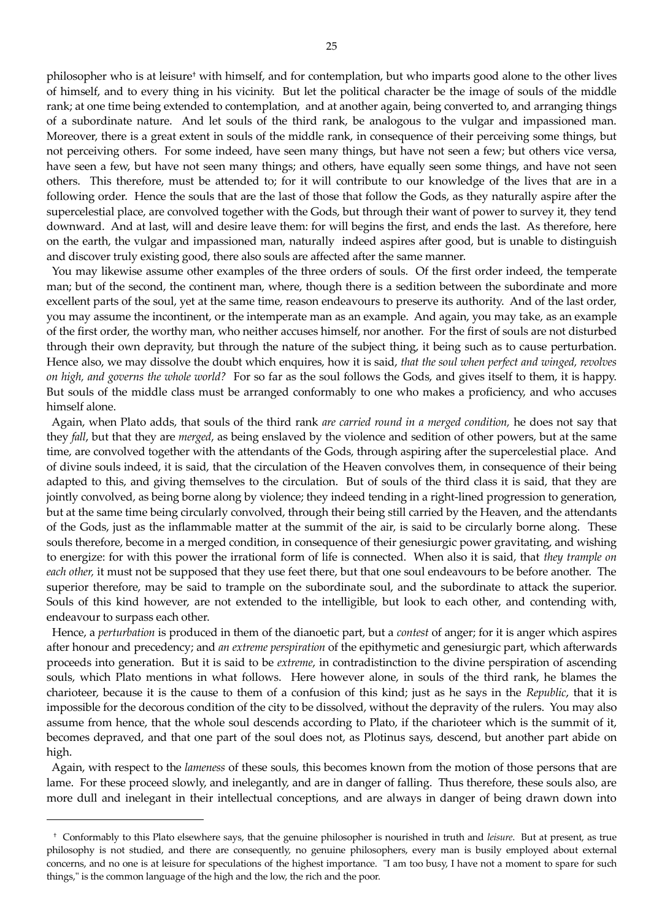philosopher who is at leisure† with himself, and for contemplation, but who imparts good alone to the other lives of himself, and to every thing in his vicinity. But let the political character be the image of souls of the middle rank; at one time being extended to contemplation, and at another again, being converted to, and arranging things of a subordinate nature. And let souls of the third rank, be analogous to the vulgar and impassioned man. Moreover, there is a great extent in souls of the middle rank, in consequence of their perceiving some things, but not perceiving others. For some indeed, have seen many things, but have not seen a few; but others vice versa, have seen a few, but have not seen many things; and others, have equally seen some things, and have not seen others. This therefore, must be attended to; for it will contribute to our knowledge of the lives that are in a following order. Hence the souls that are the last of those that follow the Gods, as they naturally aspire after the supercelestial place, are convolved together with the Gods, but through their want of power to survey it, they tend downward. And at last, will and desire leave them: for will begins the first, and ends the last. As therefore, here on the earth, the vulgar and impassioned man, naturally indeed aspires after good, but is unable to distinguish and discover truly existing good, there also souls are affected after the same manner.

You may likewise assume other examples of the three orders of souls. Of the first order indeed, the temperate man; but of the second, the continent man, where, though there is a sedition between the subordinate and more excellent parts of the soul, yet at the same time, reason endeavours to preserve its authority. And of the last order, you may assume the incontinent, or the intemperate man as an example. And again, you may take, as an example of the first order, the worthy man, who neither accuses himself, nor another. For the first of souls are not disturbed through their own depravity, but through the nature of the subject thing, it being such as to cause perturbation. Hence also, we may dissolve the doubt which enquires, how it is said, *that the soul when perfect and winged, revolves on high, and governs the whole world?* For so far as the soul follows the Gods, and gives itself to them, it is happy. But souls of the middle class must be arranged conformably to one who makes a proficiency, and who accuses himself alone.

Again, when Plato adds, that souls of the third rank *are carried round in a merged condition,* he does not say that they *fall*, but that they are *merged*, as being enslaved by the violence and sedition of other powers, but at the same time, are convolved together with the attendants of the Gods, through aspiring after the supercelestial place. And of divine souls indeed, it is said, that the circulation of the Heaven convolves them, in consequence of their being adapted to this, and giving themselves to the circulation. But of souls of the third class it is said, that they are jointly convolved, as being borne along by violence; they indeed tending in a right-lined progression to generation, but at the same time being circularly convolved, through their being still carried by the Heaven, and the attendants of the Gods, just as the inflammable matter at the summit of the air, is said to be circularly borne along. These souls therefore, become in a merged condition, in consequence of their genesiurgic power gravitating, and wishing to energize: for with this power the irrational form of life is connected. When also it is said, that *they trample on each other,* it must not be supposed that they use feet there, but that one soul endeavours to be before another. The superior therefore, may be said to trample on the subordinate soul, and the subordinate to attack the superior. Souls of this kind however, are not extended to the intelligible, but look to each other, and contending with, endeavour to surpass each other.

Hence, a *perturbation* is produced in them of the dianoetic part, but a *contest* of anger; for it is anger which aspires after honour and precedency; and *an extreme perspiration* of the epithymetic and genesiurgic part, which afterwards proceeds into generation. But it is said to be *extreme*, in contradistinction to the divine perspiration of ascending souls, which Plato mentions in what follows. Here however alone, in souls of the third rank, he blames the charioteer, because it is the cause to them of a confusion of this kind; just as he says in the *Republic*, that it is impossible for the decorous condition of the city to be dissolved, without the depravity of the rulers. You may also assume from hence, that the whole soul descends according to Plato, if the charioteer which is the summit of it, becomes depraved, and that one part of the soul does not, as Plotinus says, descend, but another part abide on high.

Again, with respect to the *lameness* of these souls, this becomes known from the motion of those persons that are lame. For these proceed slowly, and inelegantly, and are in danger of falling. Thus therefore, these souls also, are more dull and inelegant in their intellectual conceptions, and are always in danger of being drawn down into

---

† Conformably to this Plato elsewhere says, that the genuine philosopher is nourished in truth and *leisure*. But at present, as true philosophy is not studied, and there are consequently, no genuine philosophers, every man is busily employed about external concerns, and no one is at leisure for speculations of the highest importance. "I am too busy, I have not a moment to spare for such things," is the common language of the high and the low, the rich and the poor.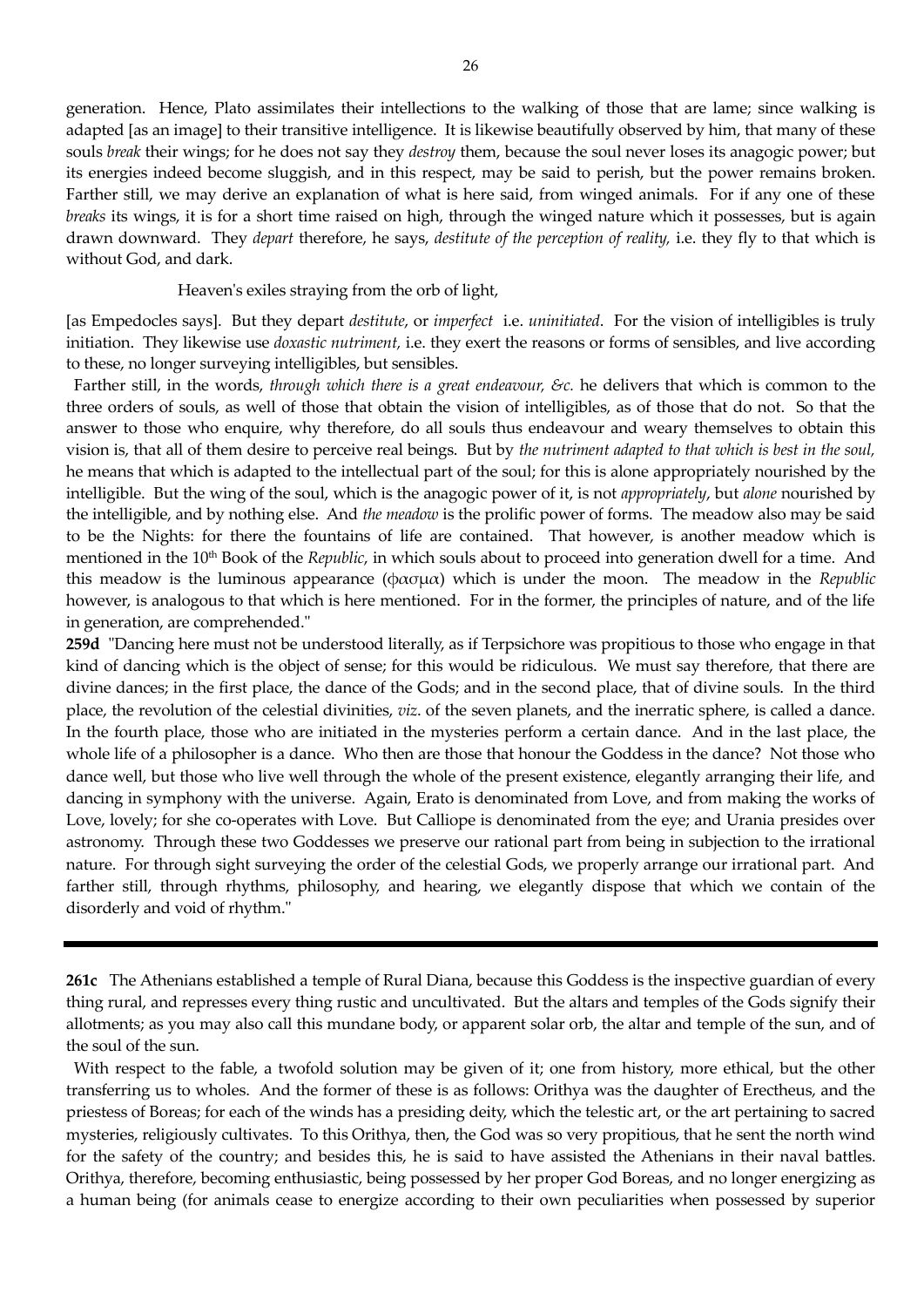generation. Hence, Plato assimilates their intellections to the walking of those that are lame; since walking is adapted [as an image] to their transitive intelligence. It is likewise beautifully observed by him, that many of these souls *break* their wings; for he does not say they *destroy* them, because the soul never loses its anagogic power; but its energies indeed become sluggish, and in this respect, may be said to perish, but the power remains broken. Farther still, we may derive an explanation of what is here said, from winged animals. For if any one of these *breaks* its wings, it is for a short time raised on high, through the winged nature which it possesses, but is again drawn downward. They *depart* therefore, he says, *destitute of the perception of reality,* i.e. they fly to that which is without God, and dark.

Heaven's exiles straying from the orb of light,

[as Empedocles says]. But they depart *destitute*, or *imperfect* i.e. *uninitiated*. For the vision of intelligibles is truly initiation. They likewise use *doxastic nutriment,* i.e. they exert the reasons or forms of sensibles, and live according to these, no longer surveying intelligibles, but sensibles.

Farther still, in the words, *through which there is a great endeavour, &c.* he delivers that which is common to the three orders of souls, as well of those that obtain the vision of intelligibles, as of those that do not. So that the answer to those who enquire, why therefore, do all souls thus endeavour and weary themselves to obtain this vision is, that all of them desire to perceive real beings. But by *the nutriment adapted to that which is best in the soul,* he means that which is adapted to the intellectual part of the soul; for this is alone appropriately nourished by the intelligible. But the wing of the soul, which is the anagogic power of it, is not *appropriately*, but *alone* nourished by the intelligible, and by nothing else. And *the meadow* is the prolific power of forms. The meadow also may be said to be the Nights: for there the fountains of life are contained. That however, is another meadow which is mentioned in the 10th Book of the *Republic*, in which souls about to proceed into generation dwell for a time. And this meadow is the luminous appearance (φασμα) which is under the moon. The meadow in the *Republic* however, is analogous to that which is here mentioned. For in the former, the principles of nature, and of the life in generation, are comprehended."

**259d** "Dancing here must not be understood literally, as if Terpsichore was propitious to those who engage in that kind of dancing which is the object of sense; for this would be ridiculous. We must say therefore, that there are divine dances; in the first place, the dance of the Gods; and in the second place, that of divine souls. In the third place, the revolution of the celestial divinities, *viz*. of the seven planets, and the inerratic sphere, is called a dance. In the fourth place, those who are initiated in the mysteries perform a certain dance. And in the last place, the whole life of a philosopher is a dance. Who then are those that honour the Goddess in the dance? Not those who dance well, but those who live well through the whole of the present existence, elegantly arranging their life, and dancing in symphony with the universe. Again, Erato is denominated from Love, and from making the works of Love, lovely; for she co-operates with Love. But Calliope is denominated from the eye; and Urania presides over astronomy. Through these two Goddesses we preserve our rational part from being in subjection to the irrational nature. For through sight surveying the order of the celestial Gods, we properly arrange our irrational part. And farther still, through rhythms, philosophy, and hearing, we elegantly dispose that which we contain of the disorderly and void of rhythm."

---

**261c** The Athenians established a temple of Rural Diana, because this Goddess is the inspective guardian of every thing rural, and represses every thing rustic and uncultivated. But the altars and temples of the Gods signify their allotments; as you may also call this mundane body, or apparent solar orb, the altar and temple of the sun, and of the soul of the sun.

With respect to the fable, a twofold solution may be given of it; one from history, more ethical, but the other transferring us to wholes. And the former of these is as follows: Orithya was the daughter of Erectheus, and the priestess of Boreas; for each of the winds has a presiding deity, which the telestic art, or the art pertaining to sacred mysteries, religiously cultivates. To this Orithya, then, the God was so very propitious, that he sent the north wind for the safety of the country; and besides this, he is said to have assisted the Athenians in their naval battles. Orithya, therefore, becoming enthusiastic, being possessed by her proper God Boreas, and no longer energizing as a human being (for animals cease to energize according to their own peculiarities when possessed by superior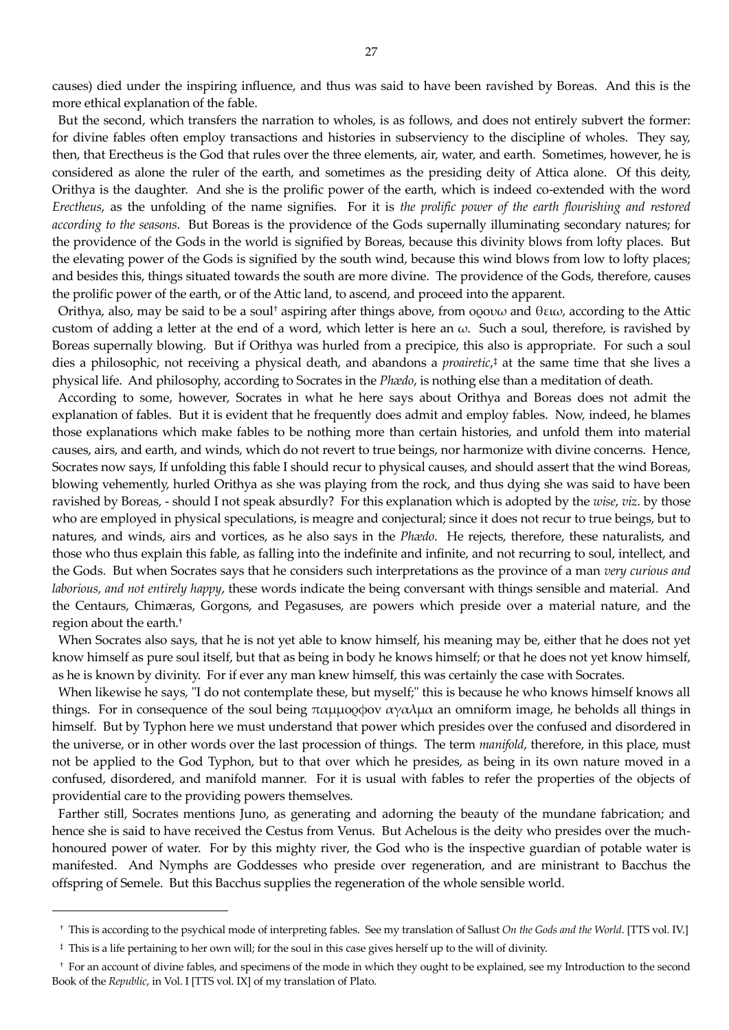causes) died under the inspiring influence, and thus was said to have been ravished by Boreas. And this is the more ethical explanation of the fable.

But the second, which transfers the narration to wholes, is as follows, and does not entirely subvert the former: for divine fables often employ transactions and histories in subserviency to the discipline of wholes. They say, then, that Erectheus is the God that rules over the three elements, air, water, and earth. Sometimes, however, he is considered as alone the ruler of the earth, and sometimes as the presiding deity of Attica alone. Of this deity, Orithya is the daughter. And she is the prolific power of the earth, which is indeed co-extended with the word *Erectheus*, as the unfolding of the name signifies. For it is *the prolific power of the earth flourishing and restored according to the seasons*. But Boreas is the providence of the Gods supernally illuminating secondary natures; for the providence of the Gods in the world is signified by Boreas, because this divinity blows from lofty places. But the elevating power of the Gods is signified by the south wind, because this wind blows from low to lofty places; and besides this, things situated towards the south are more divine. The providence of the Gods, therefore, causes the prolific power of the earth, or of the Attic land, to ascend, and proceed into the apparent.

Orithya, also, may be said to be a soul† aspiring after things above, from ορουω and θειω, according to the Attic custom of adding a letter at the end of a word, which letter is here an ω. Such a soul, therefore, is ravished by Boreas supernally blowing. But if Orithya was hurled from a precipice, this also is appropriate. For such a soul dies a philosophic, not receiving a physical death, and abandons a *proairetic*,‡ at the same time that she lives a physical life. And philosophy, according to Socrates in the *Phædo*, is nothing else than a meditation of death.

According to some, however, Socrates in what he here says about Orithya and Boreas does not admit the explanation of fables. But it is evident that he frequently does admit and employ fables. Now, indeed, he blames those explanations which make fables to be nothing more than certain histories, and unfold them into material causes, airs, and earth, and winds, which do not revert to true beings, nor harmonize with divine concerns. Hence, Socrates now says, If unfolding this fable I should recur to physical causes, and should assert that the wind Boreas, blowing vehemently, hurled Orithya as she was playing from the rock, and thus dying she was said to have been ravished by Boreas, - should I not speak absurdly? For this explanation which is adopted by the *wise*, *viz*. by those who are employed in physical speculations, is meagre and conjectural; since it does not recur to true beings, but to natures, and winds, airs and vortices, as he also says in the *Phædo*. He rejects, therefore, these naturalists, and those who thus explain this fable, as falling into the indefinite and infinite, and not recurring to soul, intellect, and the Gods. But when Socrates says that he considers such interpretations as the province of a man *very curious and laborious, and not entirely happy*, these words indicate the being conversant with things sensible and material. And the Centaurs, Chimæras, Gorgons, and Pegasuses, are powers which preside over a material nature, and the region about the earth.†

When Socrates also says, that he is not yet able to know himself, his meaning may be, either that he does not yet know himself as pure soul itself, but that as being in body he knows himself; or that he does not yet know himself, as he is known by divinity. For if ever any man knew himself, this was certainly the case with Socrates.

When likewise he says, "I do not contemplate these, but myself;" this is because he who knows himself knows all things. For in consequence of the soul being παμμορφον αγαλμα an omniform image, he beholds all things in himself. But by Typhon here we must understand that power which presides over the confused and disordered in the universe, or in other words over the last procession of things. The term *manifold*, therefore, in this place, must not be applied to the God Typhon, but to that over which he presides, as being in its own nature moved in a confused, disordered, and manifold manner. For it is usual with fables to refer the properties of the objects of providential care to the providing powers themselves.

Farther still, Socrates mentions Juno, as generating and adorning the beauty of the mundane fabrication; and hence she is said to have received the Cestus from Venus. But Achelous is the deity who presides over the much-honoured power of water. For by this mighty river, the God who is the inspective guardian of potable water is manifested. And Nymphs are Goddesses who preside over regeneration, and are ministrant to Bacchus the offspring of Semele. But this Bacchus supplies the regeneration of the whole sensible world.

---

† This is according to the psychical mode of interpreting fables. See my translation of Sallust *On the Gods and the World*. [TTS vol. IV.]

‡ This is a life pertaining to her own will; for the soul in this case gives herself up to the will of divinity.

† For an account of divine fables, and specimens of the mode in which they ought to be explained, see my Introduction to the second Book of the *Republic*, in Vol. I [TTS vol. IX] of my translation of Plato.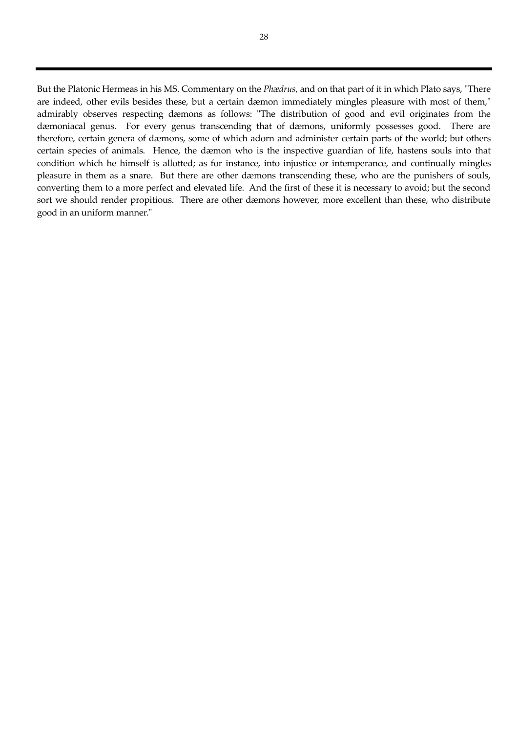But the Platonic Hermeas in his MS. Commentary on the *Phædrus*, and on that part of it in which Plato says, "There are indeed, other evils besides these, but a certain dæmon immediately mingles pleasure with most of them," admirably observes respecting dæmons as follows: "The distribution of good and evil originates from the dæmoniacal genus. For every genus transcending that of dæmons, uniformly possesses good. There are therefore, certain genera of dæmons, some of which adorn and administer certain parts of the world; but others certain species of animals. Hence, the dæmon who is the inspective guardian of life, hastens souls into that condition which he himself is allotted; as for instance, into injustice or intemperance, and continually mingles pleasure in them as a snare. But there are other dæmons transcending these, who are the punishers of souls, converting them to a more perfect and elevated life. And the first of these it is necessary to avoid; but the second sort we should render propitious. There are other dæmons however, more excellent than these, who distribute good in an uniform manner."